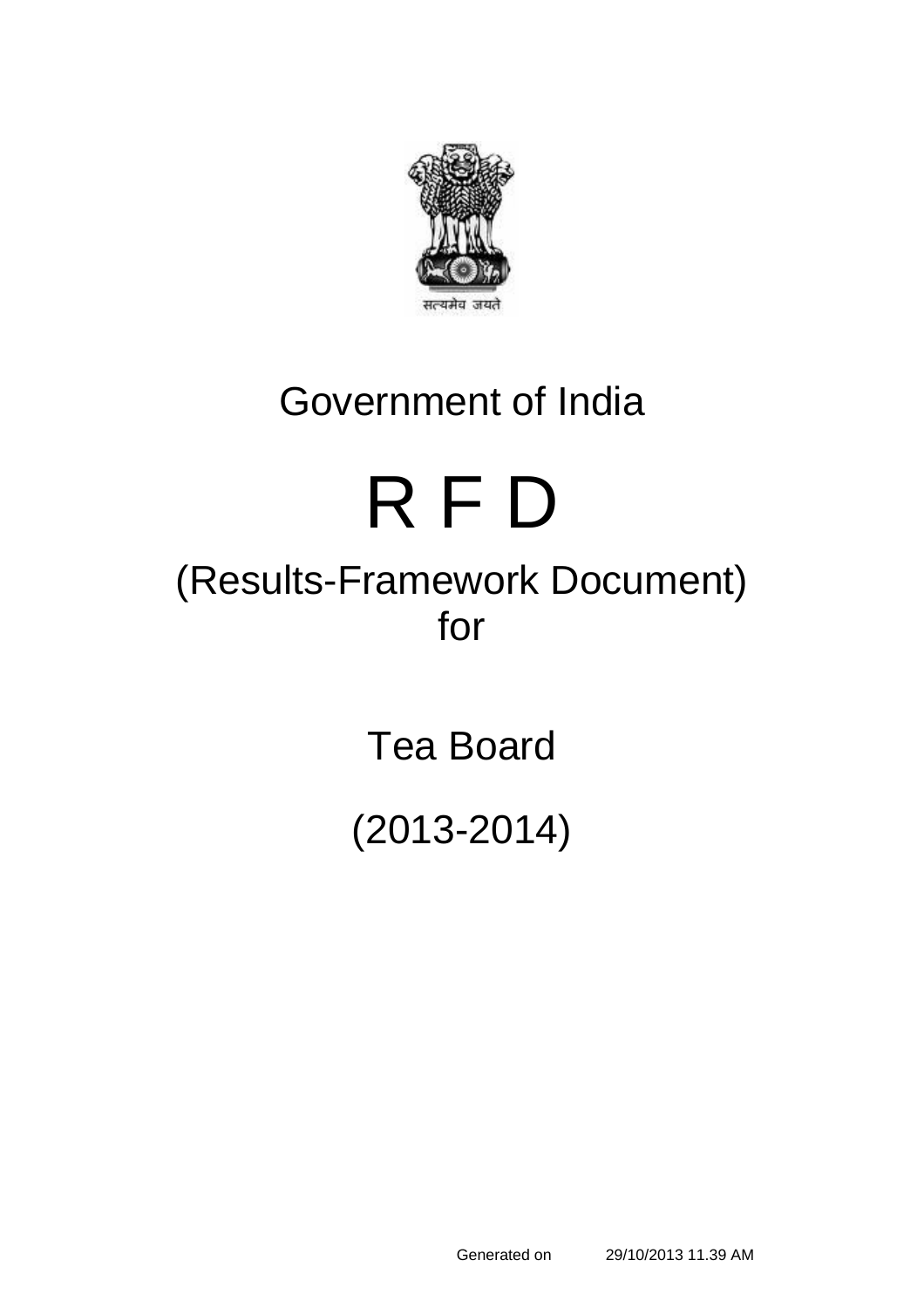सत्यमेव जयते

# Government of India

# R F D

## (Results-Framework Document) for

## Tea Board

## (2013-2014)

Generated on 29/10/2013 11.39 AM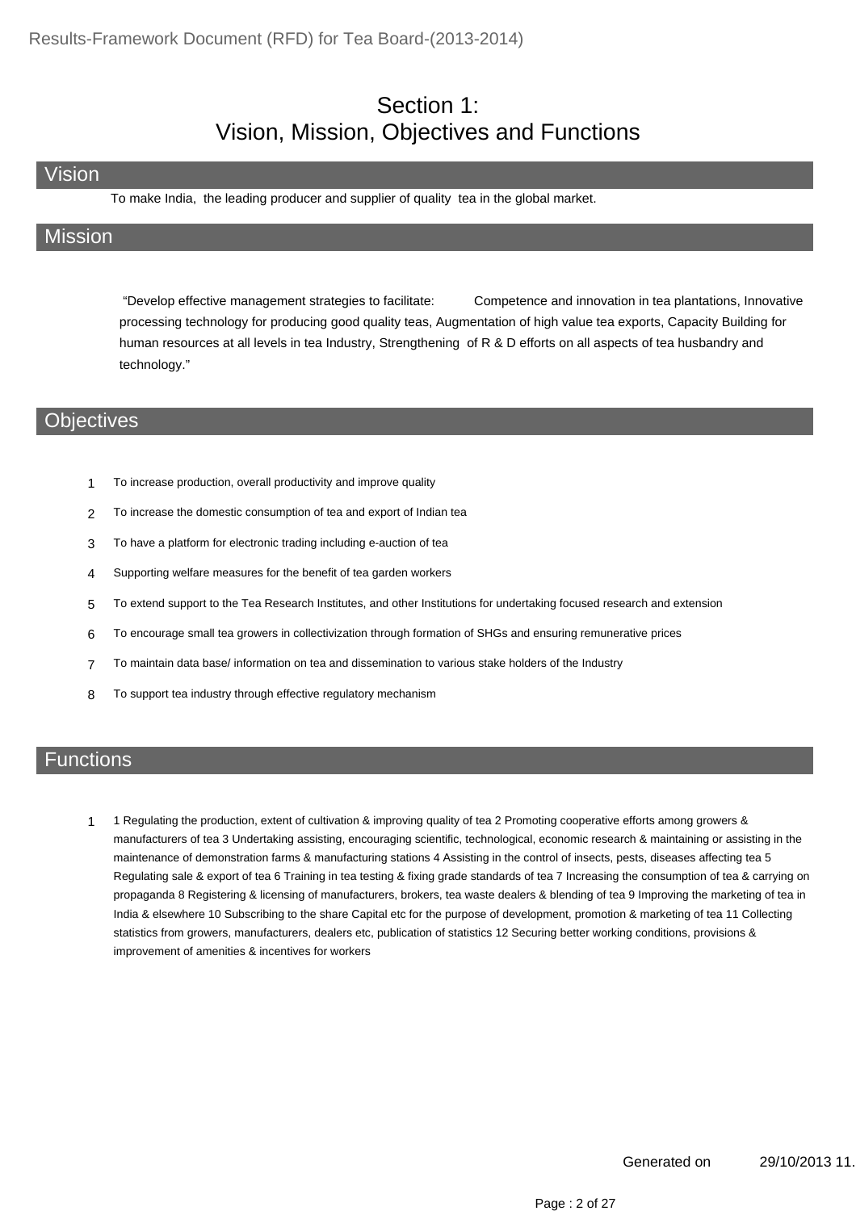# Section 1:
# Vision, Mission, Objectives and Functions

## Vision

To make India, the leading producer and supplier of quality tea in the global market.

## Mission

"Develop effective management strategies to facilitate: Competence and innovation in tea plantations, Innovative processing technology for producing good quality teas, Augmentation of high value tea exports, Capacity Building for human resources at all levels in tea Industry, Strengthening of R & D efforts on all aspects of tea husbandry and technology."

## Objectives

1. To increase production, overall productivity and improve quality
2. To increase the domestic consumption of tea and export of Indian tea
3. To have a platform for electronic trading including e-auction of tea
4. Supporting welfare measures for the benefit of tea garden workers
5. To extend support to the Tea Research Institutes, and other Institutions for undertaking focused research and extension
6. To encourage small tea growers in collectivization through formation of SHGs and ensuring remunerative prices
7. To maintain data base/ information on tea and dissemination to various stake holders of the Industry
8. To support tea industry through effective regulatory mechanism

## Functions

1. 1 Regulating the production, extent of cultivation & improving quality of tea 2 Promoting cooperative efforts among growers & manufacturers of tea 3 Undertaking assisting, encouraging scientific, technological, economic research & maintaining or assisting in the maintenance of demonstration farms & manufacturing stations 4 Assisting in the control of insects, pests, diseases affecting tea 5 Regulating sale & export of tea 6 Training in tea testing & fixing grade standards of tea 7 Increasing the consumption of tea & carrying on propaganda 8 Registering & licensing of manufacturers, brokers, tea waste dealers & blending of tea 9 Improving the marketing of tea in India & elsewhere 10 Subscribing to the share Capital etc for the purpose of development, promotion & marketing of tea 11 Collecting statistics from growers, manufacturers, dealers etc, publication of statistics 12 Securing better working conditions, provisions & improvement of amenities & incentives for workers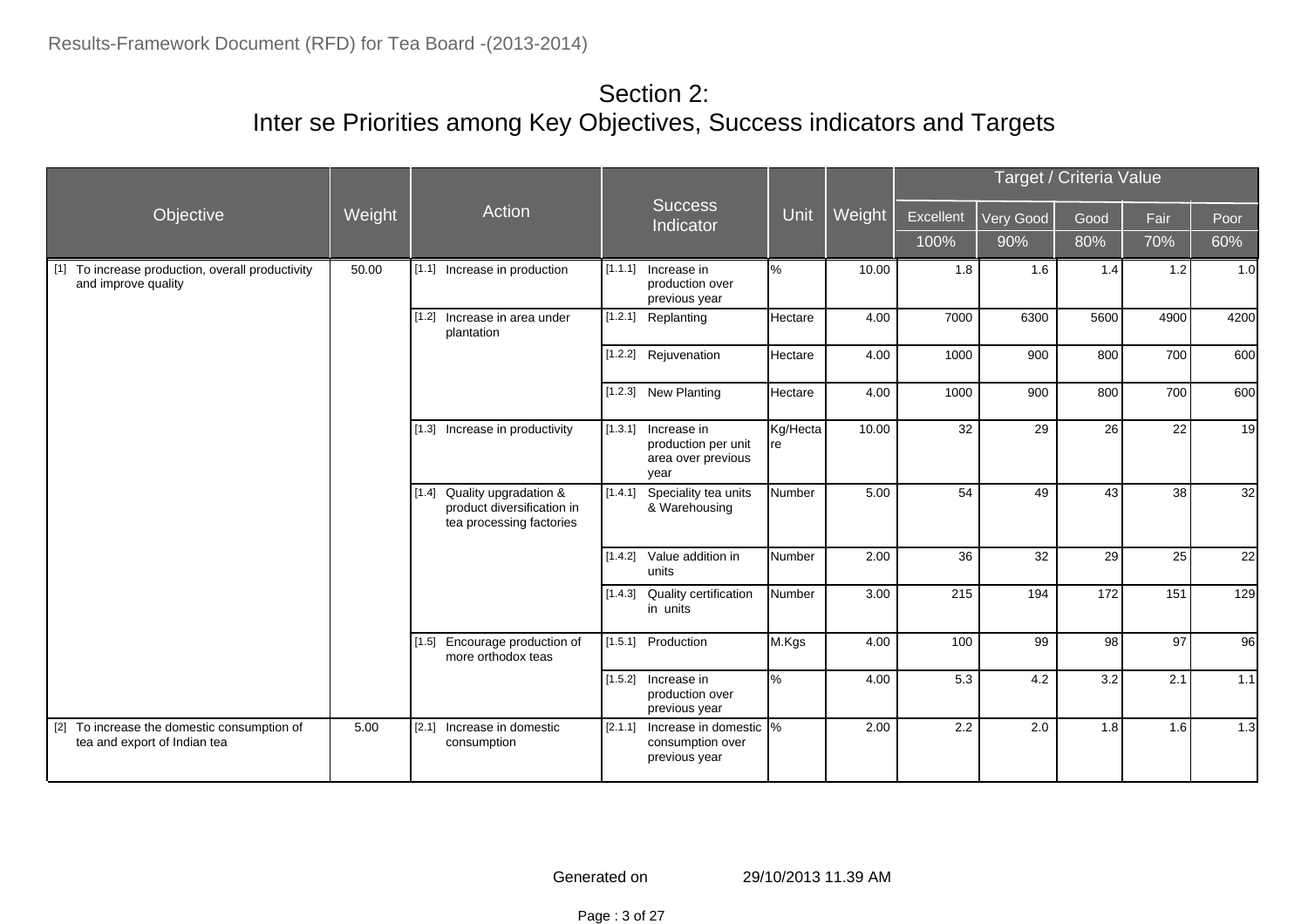# Section 2:
# Inter se Priorities among Key Objectives, Success indicators and Targets

| Objective | Weight | Action | Success Indicator | Unit | Weight | Target / Criteria Value | | | | |
|---|---|---|---|---|---|---|---|---|---|---|
| | | | | | | Excellent | Very Good | Good | Fair | Poor |
| | | | | | | 100% | 90% | 80% | 70% | 60% |
| [1] To increase production, overall productivity and improve quality | 50.00 | [1.1] Increase in production | [1.1.1] Increase in production over previous year | % | 10.00 | 1.8 | 1.6 | 1.4 | 1.2 | 1.0 |
| | | [1.2] Increase in area under plantation | [1.2.1] Replanting | Hectare | 4.00 | 7000 | 6300 | 5600 | 4900 | 4200 |
| | | | [1.2.2] Rejuvenation | Hectare | 4.00 | 1000 | 900 | 800 | 700 | 600 |
| | | | [1.2.3] New Planting | Hectare | 4.00 | 1000 | 900 | 800 | 700 | 600 |
| | | [1.3] Increase in productivity | [1.3.1] Increase in production per unit area over previous year | Kg/Hectare | 10.00 | 32 | 29 | 26 | 22 | 19 |
| | | [1.4] Quality upgradation & product diversification in tea processing factories | [1.4.1] Speciality tea units & Warehousing | Number | 5.00 | 54 | 49 | 43 | 38 | 32 |
| | | | [1.4.2] Value addition in units | Number | 2.00 | 36 | 32 | 29 | 25 | 22 |
| | | | [1.4.3] Quality certification in units | Number | 3.00 | 215 | 194 | 172 | 151 | 129 |
| | | [1.5] Encourage production of more orthodox teas | [1.5.1] Production | M.Kgs | 4.00 | 100 | 99 | 98 | 97 | 96 |
| | | | [1.5.2] Increase in production over previous year | % | 4.00 | 5.3 | 4.2 | 3.2 | 2.1 | 1.1 |
| [2] To increase the domestic consumption of tea and export of Indian tea | 5.00 | [2.1] Increase in domestic consumption | [2.1.1] Increase in domestic consumption over previous year | % | 2.00 | 2.2 | 2.0 | 1.8 | 1.6 | 1.3 |

Generated on 29/10/2013 11.39 AM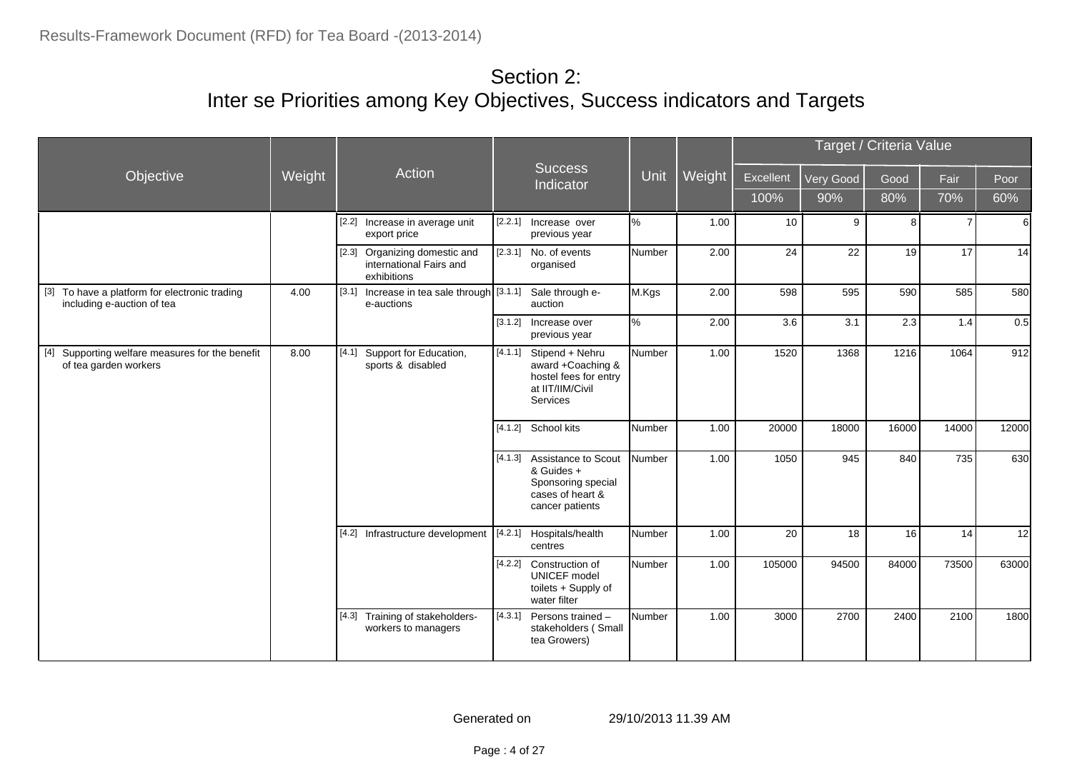## Section 2:
## Inter se Priorities among Key Objectives, Success indicators and Targets

| Objective | Weight | Action | Success Indicator | Unit | Weight | Target / Criteria Value | | | | |
|---|---|---|---|---|---|---|---|---|---|---|
| | | | | | | Excellent | Very Good | Good | Fair | Poor |
| | | | | | | 100% | 90% | 80% | 70% | 60% |
| | | [2.2] Increase in average unit export price | [2.2.1] Increase over previous year | % | 1.00 | 10 | 9 | 8 | 7 | 6 |
| | | [2.3] Organizing domestic and international Fairs and exhibitions | [2.3.1] No. of events organised | Number | 2.00 | 24 | 22 | 19 | 17 | 14 |
| [3] To have a platform for electronic trading including e-auction of tea | 4.00 | [3.1] Increase in tea sale through e-auctions | [3.1.1] Sale through e-auction | M.Kgs | 2.00 | 598 | 595 | 590 | 585 | 580 |
| | | | [3.1.2] Increase over previous year | % | 2.00 | 3.6 | 3.1 | 2.3 | 1.4 | 0.5 |
| [4] Supporting welfare measures for the benefit of tea garden workers | 8.00 | [4.1] Support for Education, sports & disabled | [4.1.1] Stipend + Nehru award +Coaching & hostel fees for entry at IIT/IIM/Civil Services | Number | 1.00 | 1520 | 1368 | 1216 | 1064 | 912 |
| | | | [4.1.2] School kits | Number | 1.00 | 20000 | 18000 | 16000 | 14000 | 12000 |
| | | | [4.1.3] Assistance to Scout & Guides + Sponsoring special cases of heart & cancer patients | Number | 1.00 | 1050 | 945 | 840 | 735 | 630 |
| | | [4.2] Infrastructure development | [4.2.1] Hospitals/health centres | Number | 1.00 | 20 | 18 | 16 | 14 | 12 |
| | | | [4.2.2] Construction of UNICEF model toilets + Supply of water filter | Number | 1.00 | 105000 | 94500 | 84000 | 73500 | 63000 |
| | | [4.3] Training of stakeholders-workers to managers | [4.3.1] Persons trained – stakeholders ( Small tea Growers) | Number | 1.00 | 3000 | 2700 | 2400 | 2100 | 1800 |

Generated on 29/10/2013 11.39 AM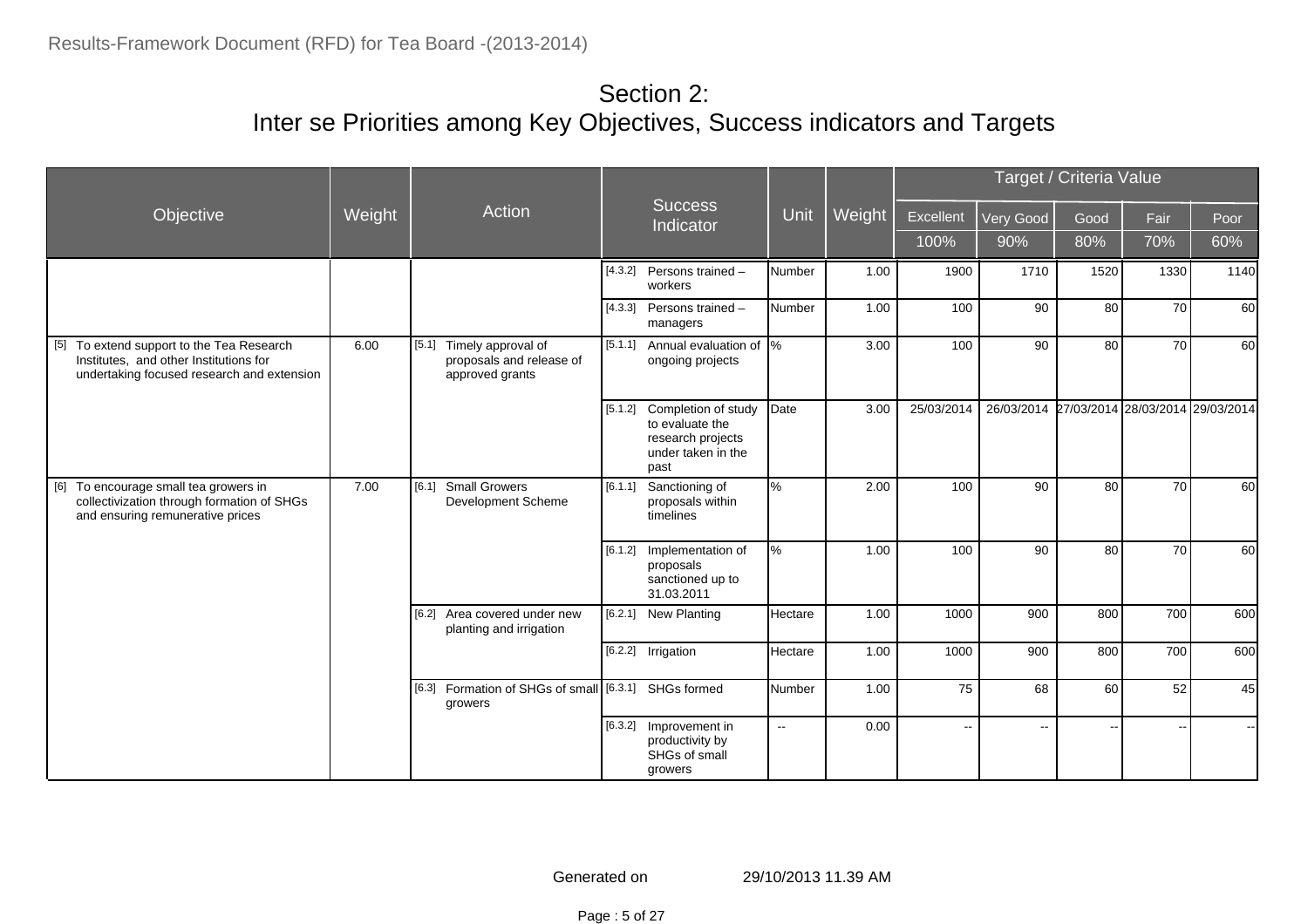## Section 2:
## Inter se Priorities among Key Objectives, Success indicators and Targets

| Objective | Weight | Action | Success Indicator | Unit | Weight | Target / Criteria Value | | | | |
|---|---|---|---|---|---|---|---|---|---|---|
| | | | | | | Excellent | Very Good | Good | Fair | Poor |
| | | | | | | 100% | 90% | 80% | 70% | 60% |
| | | | [4.3.2] Persons trained – workers | Number | 1.00 | 1900 | 1710 | 1520 | 1330 | 1140 |
| | | | [4.3.3] Persons trained – managers | Number | 1.00 | 100 | 90 | 80 | 70 | 60 |
| [5] To extend support to the Tea Research Institutes, and other Institutions for undertaking focused research and extension | 6.00 | [5.1] Timely approval of proposals and release of approved grants | [5.1.1] Annual evaluation of ongoing projects | % | 3.00 | 100 | 90 | 80 | 70 | 60 |
| | | | [5.1.2] Completion of study to evaluate the research projects under taken in the past | Date | 3.00 | 25/03/2014 | 26/03/2014 | 27/03/2014 | 28/03/2014 | 29/03/2014 |
| [6] To encourage small tea growers in collectivization through formation of SHGs and ensuring remunerative prices | 7.00 | [6.1] Small Growers Development Scheme | [6.1.1] Sanctioning of proposals within timelines | % | 2.00 | 100 | 90 | 80 | 70 | 60 |
| | | | [6.1.2] Implementation of proposals sanctioned up to 31.03.2011 | % | 1.00 | 100 | 90 | 80 | 70 | 60 |
| | | [6.2] Area covered under new planting and irrigation | [6.2.1] New Planting | Hectare | 1.00 | 1000 | 900 | 800 | 700 | 600 |
| | | | [6.2.2] Irrigation | Hectare | 1.00 | 1000 | 900 | 800 | 700 | 600 |
| | | [6.3] Formation of SHGs of small growers | [6.3.1] SHGs formed | Number | 1.00 | 75 | 68 | 60 | 52 | 45 |
| | | | [6.3.2] Improvement in productivity by SHGs of small growers | -- | 0.00 | -- | -- | -- | -- | -- |

Generated on 29/10/2013 11.39 AM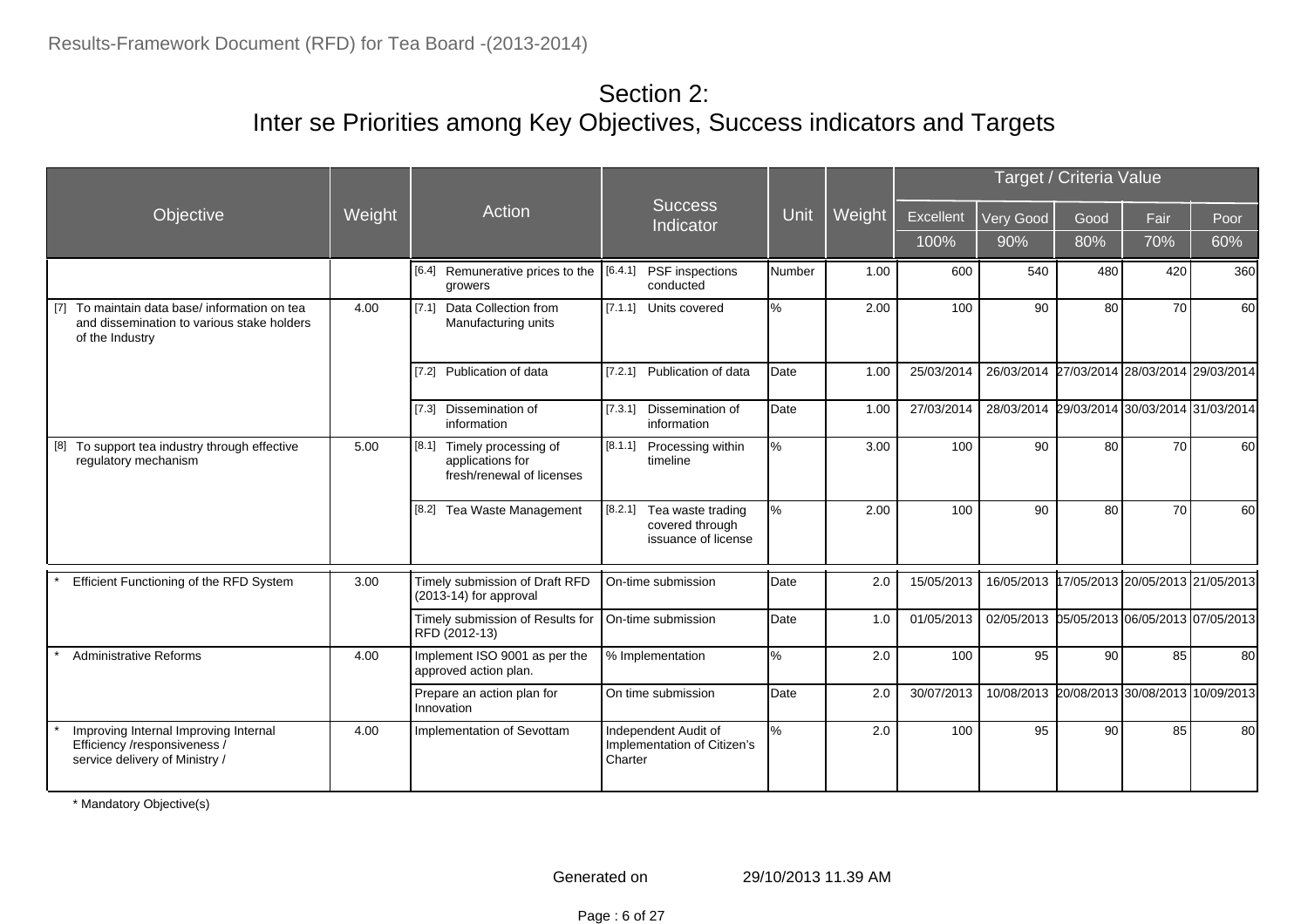# Section 2:
## Inter se Priorities among Key Objectives, Success indicators and Targets

| Objective | Weight | Action | Success Indicator | Unit | Weight | Target / Criteria Value | | | | |
|---|---|---|---|---|---|---|---|---|---|---|
| | | | | | | Excellent | Very Good | Good | Fair | Poor |
| | | | | | | 100% | 90% | 80% | 70% | 60% |
| | | [6.4] Remunerative prices to the growers | [6.4.1] PSF inspections conducted | Number | 1.00 | 600 | 540 | 480 | 420 | 360 |
| [7] To maintain data base/ information on tea and dissemination to various stake holders of the Industry | 4.00 | [7.1] Data Collection from Manufacturing units | [7.1.1] Units covered | % | 2.00 | 100 | 90 | 80 | 70 | 60 |
| | | [7.2] Publication of data | [7.2.1] Publication of data | Date | 1.00 | 25/03/2014 | 26/03/2014 | 27/03/2014 | 28/03/2014 | 29/03/2014 |
| | | [7.3] Dissemination of information | [7.3.1] Dissemination of information | Date | 1.00 | 27/03/2014 | 28/03/2014 | 29/03/2014 | 30/03/2014 | 31/03/2014 |
| [8] To support tea industry through effective regulatory mechanism | 5.00 | [8.1] Timely processing of applications for fresh/renewal of licenses | [8.1.1] Processing within timeline | % | 3.00 | 100 | 90 | 80 | 70 | 60 |
| | | [8.2] Tea Waste Management | [8.2.1] Tea waste trading covered through issuance of license | % | 2.00 | 100 | 90 | 80 | 70 | 60 |
| * Efficient Functioning of the RFD System | 3.00 | Timely submission of Draft RFD (2013-14) for approval | On-time submission | Date | 2.0 | 15/05/2013 | 16/05/2013 | 17/05/2013 | 20/05/2013 | 21/05/2013 |
| | | Timely submission of Results for RFD (2012-13) | On-time submission | Date | 1.0 | 01/05/2013 | 02/05/2013 | 05/05/2013 | 06/05/2013 | 07/05/2013 |
| * Administrative Reforms | 4.00 | Implement ISO 9001 as per the approved action plan. | % Implementation | % | 2.0 | 100 | 95 | 90 | 85 | 80 |
| | | Prepare an action plan for Innovation | On time submission | Date | 2.0 | 30/07/2013 | 10/08/2013 | 20/08/2013 | 30/08/2013 | 10/09/2013 |
| * Improving Internal Improving Internal Efficiency /responsiveness / service delivery of Ministry / | 4.00 | Implementation of Sevottam | Independent Audit of Implementation of Citizen's Charter | % | 2.0 | 100 | 95 | 90 | 85 | 80 |

\* Mandatory Objective(s)

Generated on 29/10/2013 11.39 AM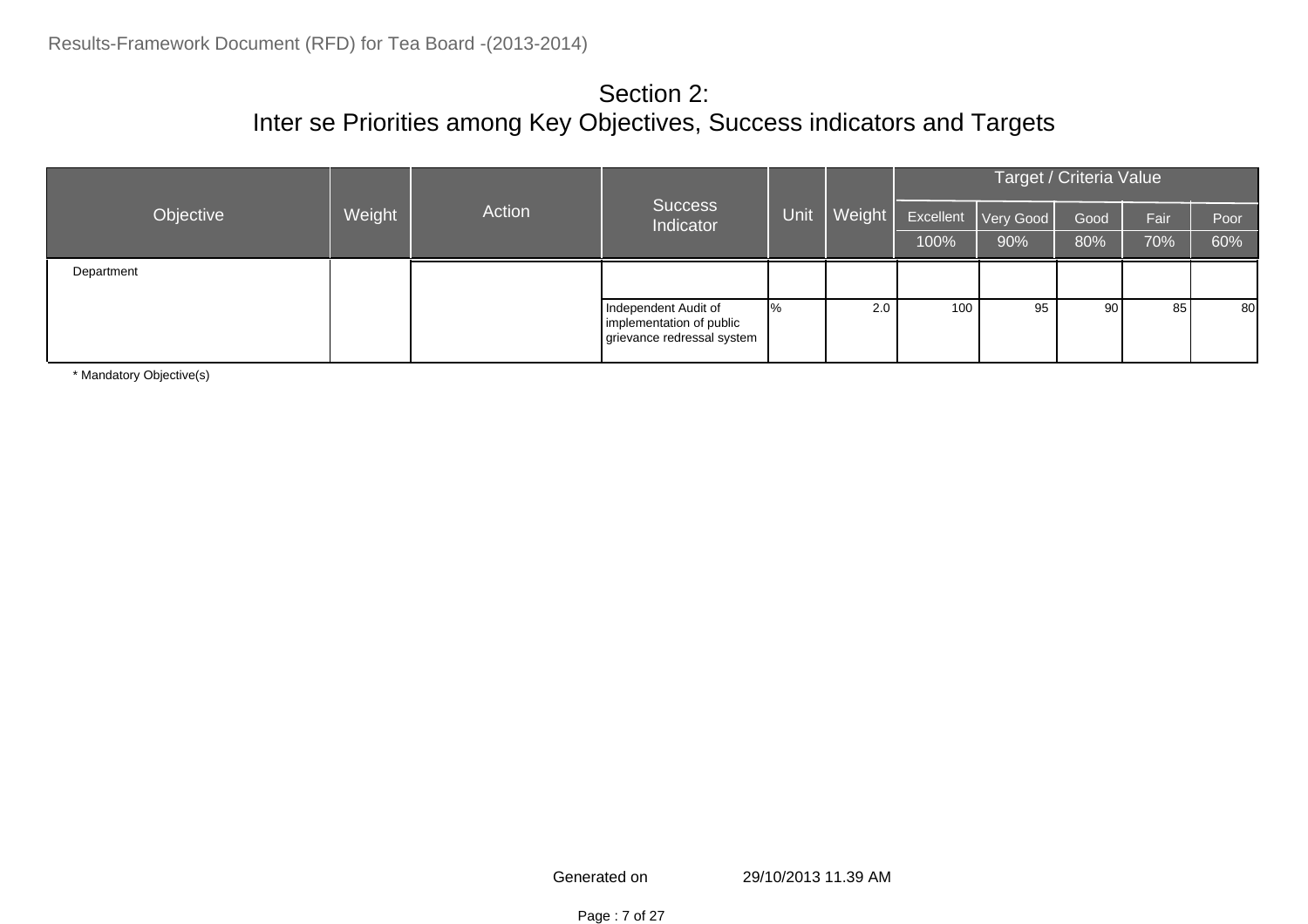# Section 2:
# Inter se Priorities among Key Objectives, Success indicators and Targets

| Objective | Weight | Action | Success Indicator | Unit | Weight | Target / Criteria Value | | | | |
|---|---|---|---|---|---|---|---|---|---|---|
| | | | | | | Excellent | Very Good | Good | Fair | Poor |
| | | | | | | 100% | 90% | 80% | 70% | 60% |
| Department | | | | | | | | | | |
| | | | Independent Audit of implementation of public grievance redressal system | % | 2.0 | 100 | 95 | 90 | 85 | 80 |

* Mandatory Objective(s)

Generated on 29/10/2013 11.39 AM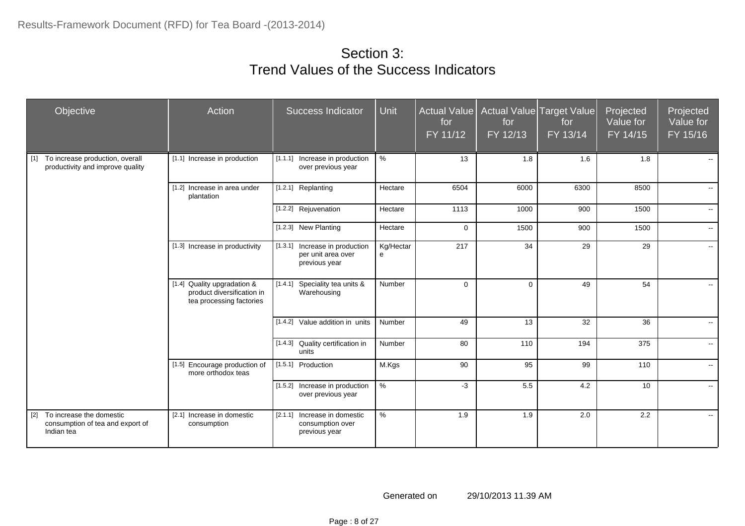# Section 3:
# Trend Values of the Success Indicators

| Objective | Action | Success Indicator | Unit | Actual Value for FY 11/12 | Actual Value for FY 12/13 | Target Value for FY 13/14 | Projected Value for FY 14/15 | Projected Value for FY 15/16 |
|---|---|---|---|---|---|---|---|---|
| [1] To increase production, overall productivity and improve quality | [1.1] Increase in production | [1.1.1] Increase in production over previous year | % | 13 | 1.8 | 1.6 | 1.8 | -- |
| | [1.2] Increase in area under plantation | [1.2.1] Replanting | Hectare | 6504 | 6000 | 6300 | 8500 | -- |
| | | [1.2.2] Rejuvenation | Hectare | 1113 | 1000 | 900 | 1500 | -- |
| | | [1.2.3] New Planting | Hectare | 0 | 1500 | 900 | 1500 | -- |
| | [1.3] Increase in productivity | [1.3.1] Increase in production per unit area over previous year | Kg/Hectare | 217 | 34 | 29 | 29 | -- |
| | [1.4] Quality upgradation & product diversification in tea processing factories | [1.4.1] Speciality tea units & Warehousing | Number | 0 | 0 | 49 | 54 | -- |
| | | [1.4.2] Value addition in units | Number | 49 | 13 | 32 | 36 | -- |
| | | [1.4.3] Quality certification in units | Number | 80 | 110 | 194 | 375 | -- |
| | [1.5] Encourage production of more orthodox teas | [1.5.1] Production | M.Kgs | 90 | 95 | 99 | 110 | -- |
| | | [1.5.2] Increase in production over previous year | % | -3 | 5.5 | 4.2 | 10 | -- |
| [2] To increase the domestic consumption of tea and export of Indian tea | [2.1] Increase in domestic consumption | [2.1.1] Increase in domestic consumption over previous year | % | 1.9 | 1.9 | 2.0 | 2.2 | -- |

Generated on 29/10/2013 11.39 AM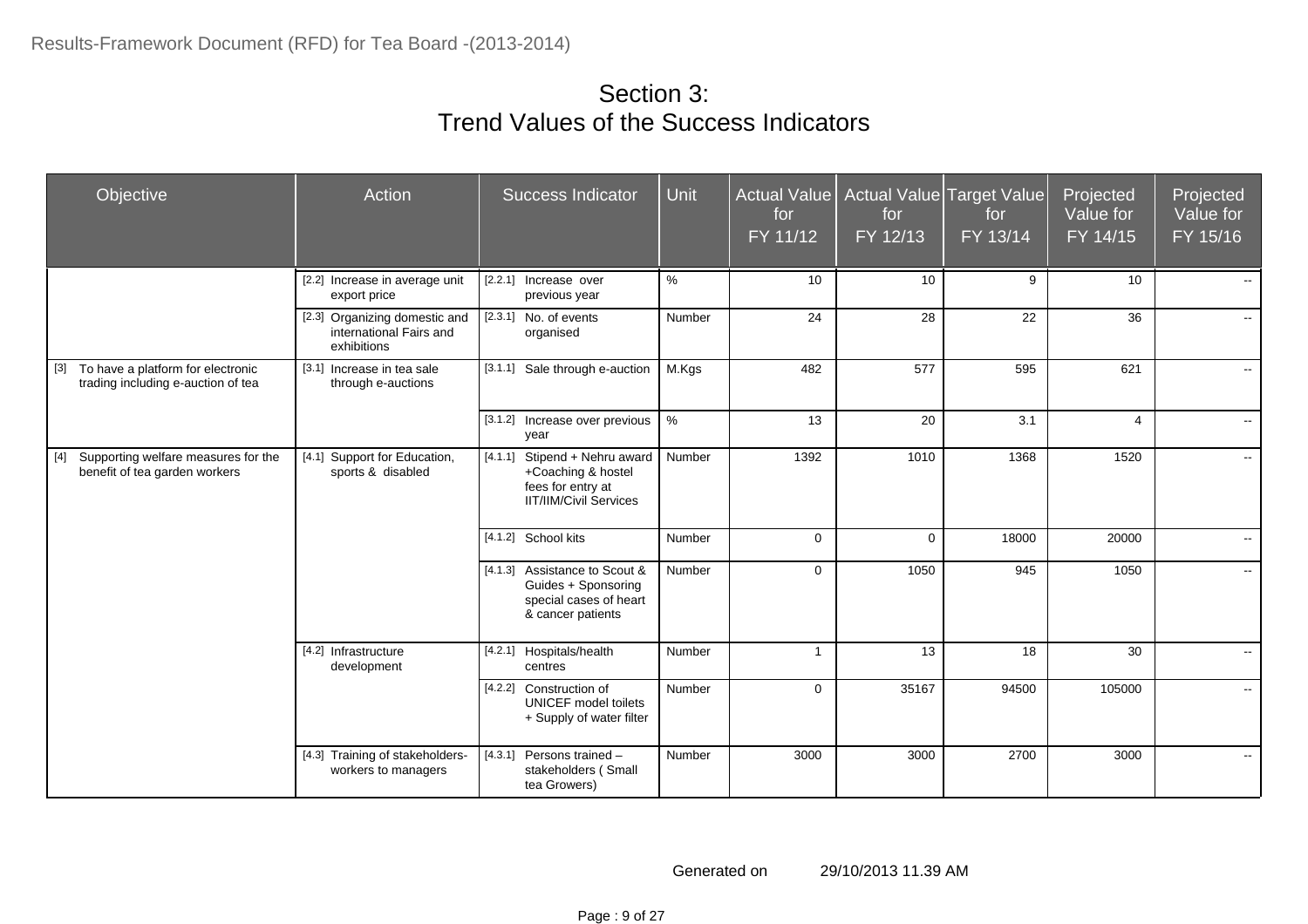# Section 3:
# Trend Values of the Success Indicators

| Objective | Action | Success Indicator | Unit | Actual Value for FY 11/12 | Actual Value for FY 12/13 | Target Value for FY 13/14 | Projected Value for FY 14/15 | Projected Value for FY 15/16 |
|---|---|---|---|---|---|---|---|---|
| | [2.2] Increase in average unit export price | [2.2.1] Increase over previous year | % | 10 | 10 | 9 | 10 | -- |
| | [2.3] Organizing domestic and international Fairs and exhibitions | [2.3.1] No. of events organised | Number | 24 | 28 | 22 | 36 | -- |
| [3] To have a platform for electronic trading including e-auction of tea | [3.1] Increase in tea sale through e-auctions | [3.1.1] Sale through e-auction | M.Kgs | 482 | 577 | 595 | 621 | -- |
| | | [3.1.2] Increase over previous year | % | 13 | 20 | 3.1 | 4 | -- |
| [4] Supporting welfare measures for the benefit of tea garden workers | [4.1] Support for Education, sports & disabled | [4.1.1] Stipend + Nehru award +Coaching & hostel fees for entry at IIT/IIM/Civil Services | Number | 1392 | 1010 | 1368 | 1520 | -- |
| | | [4.1.2] School kits | Number | 0 | 0 | 18000 | 20000 | -- |
| | | [4.1.3] Assistance to Scout & Guides + Sponsoring special cases of heart & cancer patients | Number | 0 | 1050 | 945 | 1050 | -- |
| | [4.2] Infrastructure development | [4.2.1] Hospitals/health centres | Number | 1 | 13 | 18 | 30 | -- |
| | | [4.2.2] Construction of UNICEF model toilets + Supply of water filter | Number | 0 | 35167 | 94500 | 105000 | -- |
| | [4.3] Training of stakeholders-workers to managers | [4.3.1] Persons trained – stakeholders ( Small tea Growers) | Number | 3000 | 3000 | 2700 | 3000 | -- |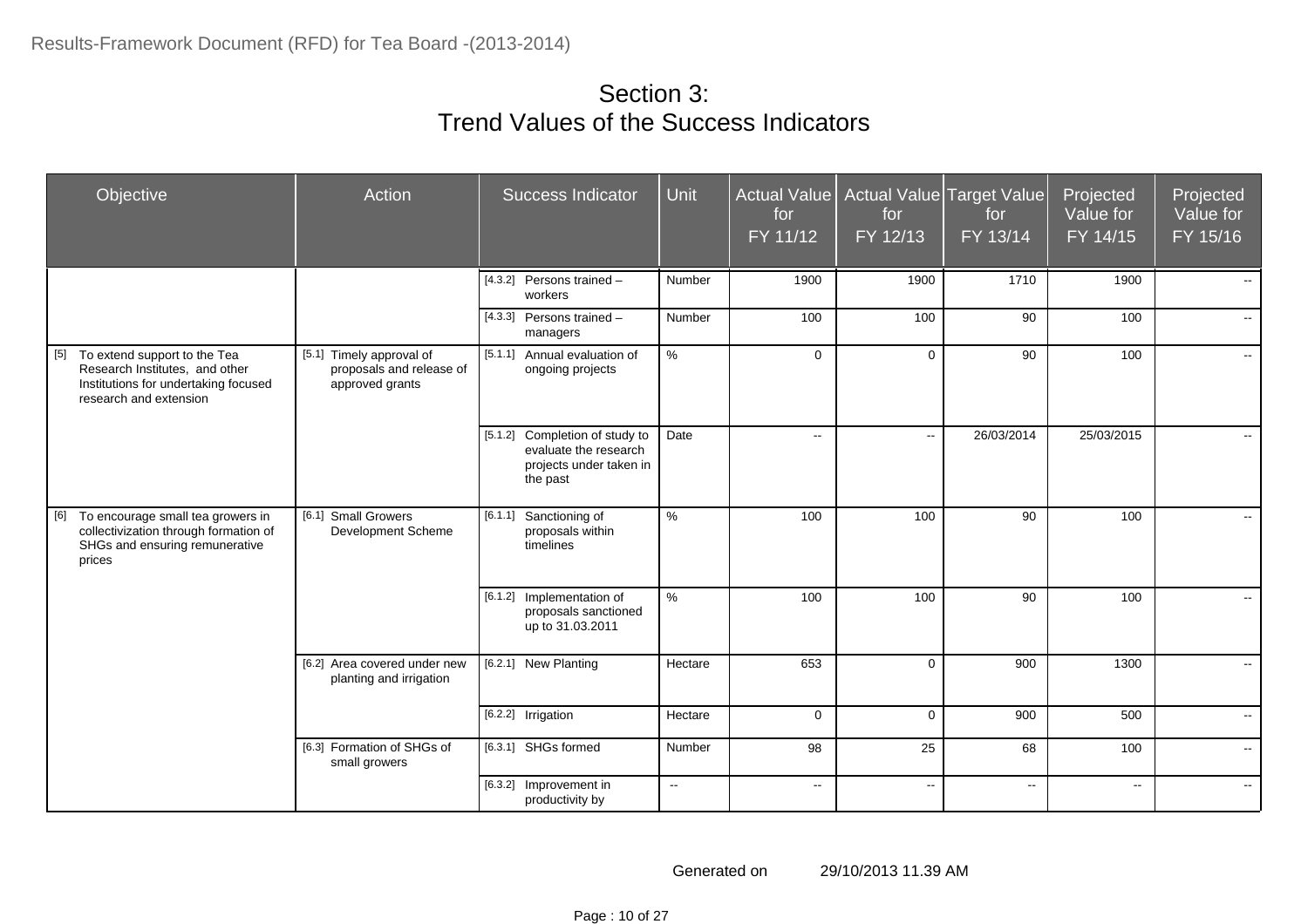# Section 3:
# Trend Values of the Success Indicators

| Objective | Action | Success Indicator | Unit | Actual Value for FY 11/12 | Actual Value for FY 12/13 | Target Value for FY 13/14 | Projected Value for FY 14/15 | Projected Value for FY 15/16 |
|---|---|---|---|---|---|---|---|---|
| | | [4.3.2] Persons trained – workers | Number | 1900 | 1900 | 1710 | 1900 | -- |
| | | [4.3.3] Persons trained – managers | Number | 100 | 100 | 90 | 100 | -- |
| [5] To extend support to the Tea Research Institutes, and other Institutions for undertaking focused research and extension | [5.1] Timely approval of proposals and release of approved grants | [5.1.1] Annual evaluation of ongoing projects | % | 0 | 0 | 90 | 100 | -- |
| | | [5.1.2] Completion of study to evaluate the research projects under taken in the past | Date | -- | -- | 26/03/2014 | 25/03/2015 | -- |
| [6] To encourage small tea growers in collectivization through formation of SHGs and ensuring remunerative prices | [6.1] Small Growers Development Scheme | [6.1.1] Sanctioning of proposals within timelines | % | 100 | 100 | 90 | 100 | -- |
| | | [6.1.2] Implementation of proposals sanctioned up to 31.03.2011 | % | 100 | 100 | 90 | 100 | -- |
| | [6.2] Area covered under new planting and irrigation | [6.2.1] New Planting | Hectare | 653 | 0 | 900 | 1300 | -- |
| | | [6.2.2] Irrigation | Hectare | 0 | 0 | 900 | 500 | -- |
| | [6.3] Formation of SHGs of small growers | [6.3.1] SHGs formed | Number | 98 | 25 | 68 | 100 | -- |
| | | [6.3.2] Improvement in productivity by | -- | -- | -- | -- | -- | -- |

Generated on 29/10/2013 11.39 AM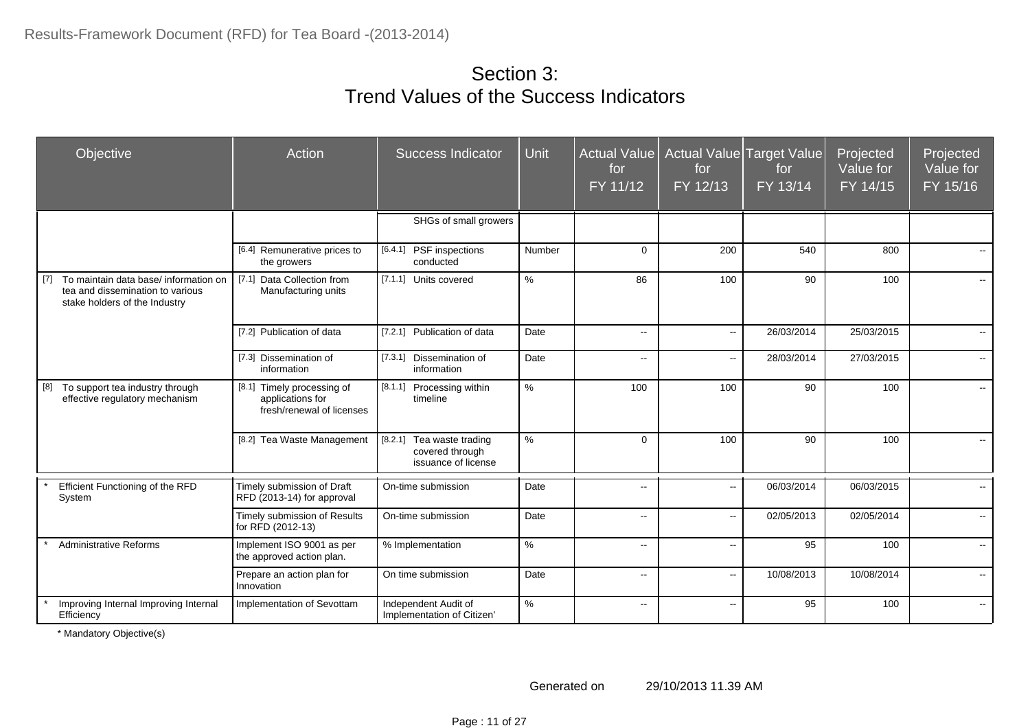## Section 3:
## Trend Values of the Success Indicators

| Objective | Action | Success Indicator | Unit | Actual Value for FY 11/12 | Actual Value for FY 12/13 | Target Value for FY 13/14 | Projected Value for FY 14/15 | Projected Value for FY 15/16 |
|---|---|---|---|---|---|---|---|---|
| | | SHGs of small growers | | | | | | |
| | [6.4] Remunerative prices to the growers | [6.4.1] PSF inspections conducted | Number | 0 | 200 | 540 | 800 | -- |
| [7] To maintain data base/ information on tea and dissemination to various stake holders of the Industry | [7.1] Data Collection from Manufacturing units | [7.1.1] Units covered | % | 86 | 100 | 90 | 100 | -- |
| | [7.2] Publication of data | [7.2.1] Publication of data | Date | -- | -- | 26/03/2014 | 25/03/2015 | -- |
| | [7.3] Dissemination of information | [7.3.1] Dissemination of information | Date | -- | -- | 28/03/2014 | 27/03/2015 | -- |
| [8] To support tea industry through effective regulatory mechanism | [8.1] Timely processing of applications for fresh/renewal of licenses | [8.1.1] Processing within timeline | % | 100 | 100 | 90 | 100 | -- |
| | [8.2] Tea Waste Management | [8.2.1] Tea waste trading covered through issuance of license | % | 0 | 100 | 90 | 100 | -- |
| * Efficient Functioning of the RFD System | Timely submission of Draft RFD (2013-14) for approval | On-time submission | Date | -- | -- | 06/03/2014 | 06/03/2015 | -- |
| | Timely submission of Results for RFD (2012-13) | On-time submission | Date | -- | -- | 02/05/2013 | 02/05/2014 | -- |
| * Administrative Reforms | Implement ISO 9001 as per the approved action plan. | % Implementation | % | -- | -- | 95 | 100 | -- |
| | Prepare an action plan for Innovation | On time submission | Date | -- | -- | 10/08/2013 | 10/08/2014 | -- |
| * Improving Internal Improving Internal Efficiency | Implementation of Sevottam | Independent Audit of Implementation of Citizen' | % | -- | -- | 95 | 100 | -- |

\* Mandatory Objective(s)

Generated on 29/10/2013 11.39 AM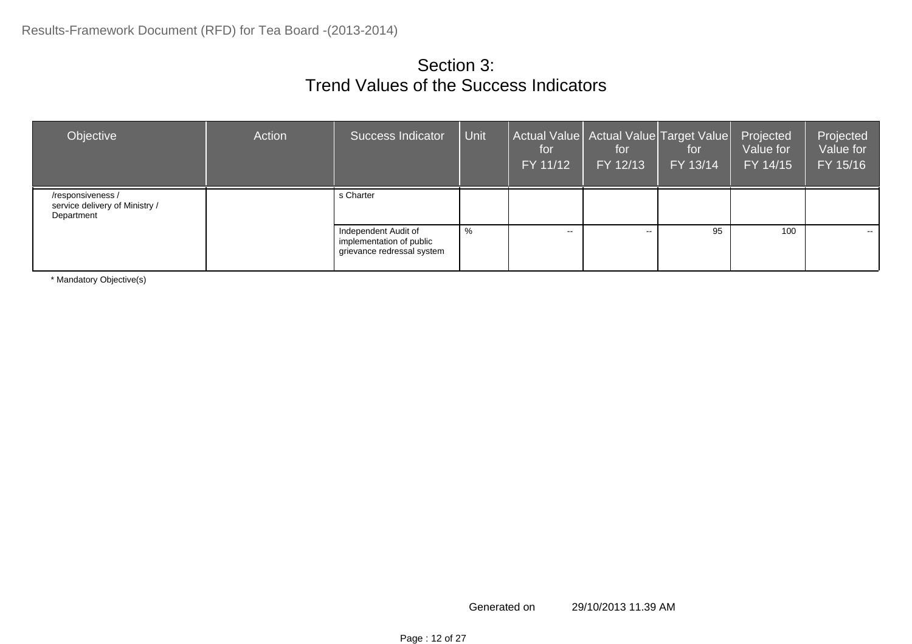# Section 3:
# Trend Values of the Success Indicators

| Objective | Action | Success Indicator | Unit | Actual Value for FY 11/12 | Actual Value for FY 12/13 | Target Value for FY 13/14 | Projected Value for FY 14/15 | Projected Value for FY 15/16 |
|---|---|---|---|---|---|---|---|---|
| /responsiveness / service delivery of Ministry / Department | | s Charter | | | | | | |
| | | Independent Audit of implementation of public grievance redressal system | % | -- | -- | 95 | 100 | -- |

* Mandatory Objective(s)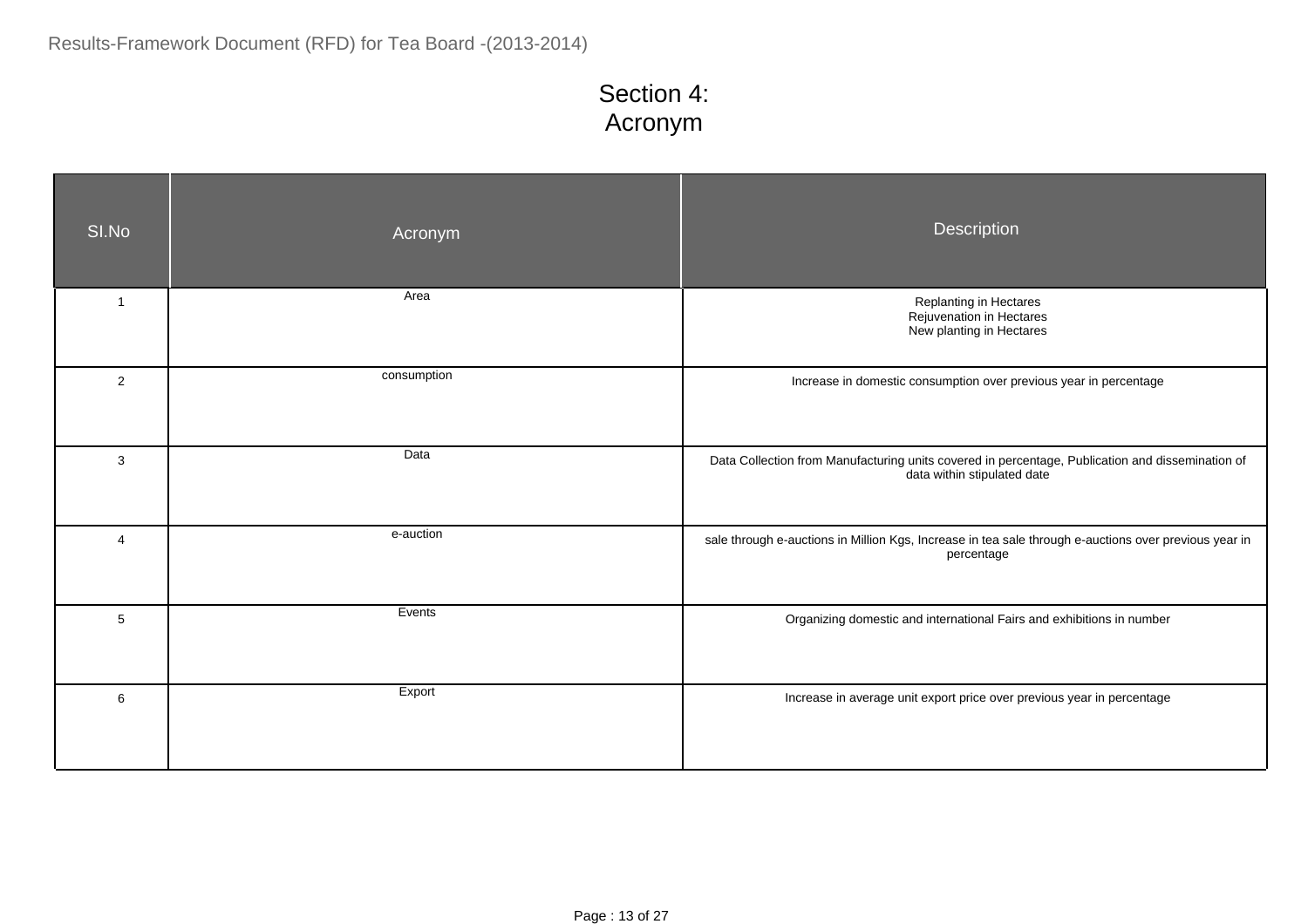# Section 4: Acronym

| SI.No | Acronym | Description |
|---|---|---|
| 1 | Area | Replanting in Hectares<br>Rejuvenation in Hectares<br>New planting in Hectares |
| 2 | consumption | Increase in domestic consumption over previous year in percentage |
| 3 | Data | Data Collection from Manufacturing units covered in percentage, Publication and dissemination of data within stipulated date |
| 4 | e-auction | sale through e-auctions in Million Kgs, Increase in tea sale through e-auctions over previous year in percentage |
| 5 | Events | Organizing domestic and international Fairs and exhibitions in number |
| 6 | Export | Increase in average unit export price over previous year in percentage |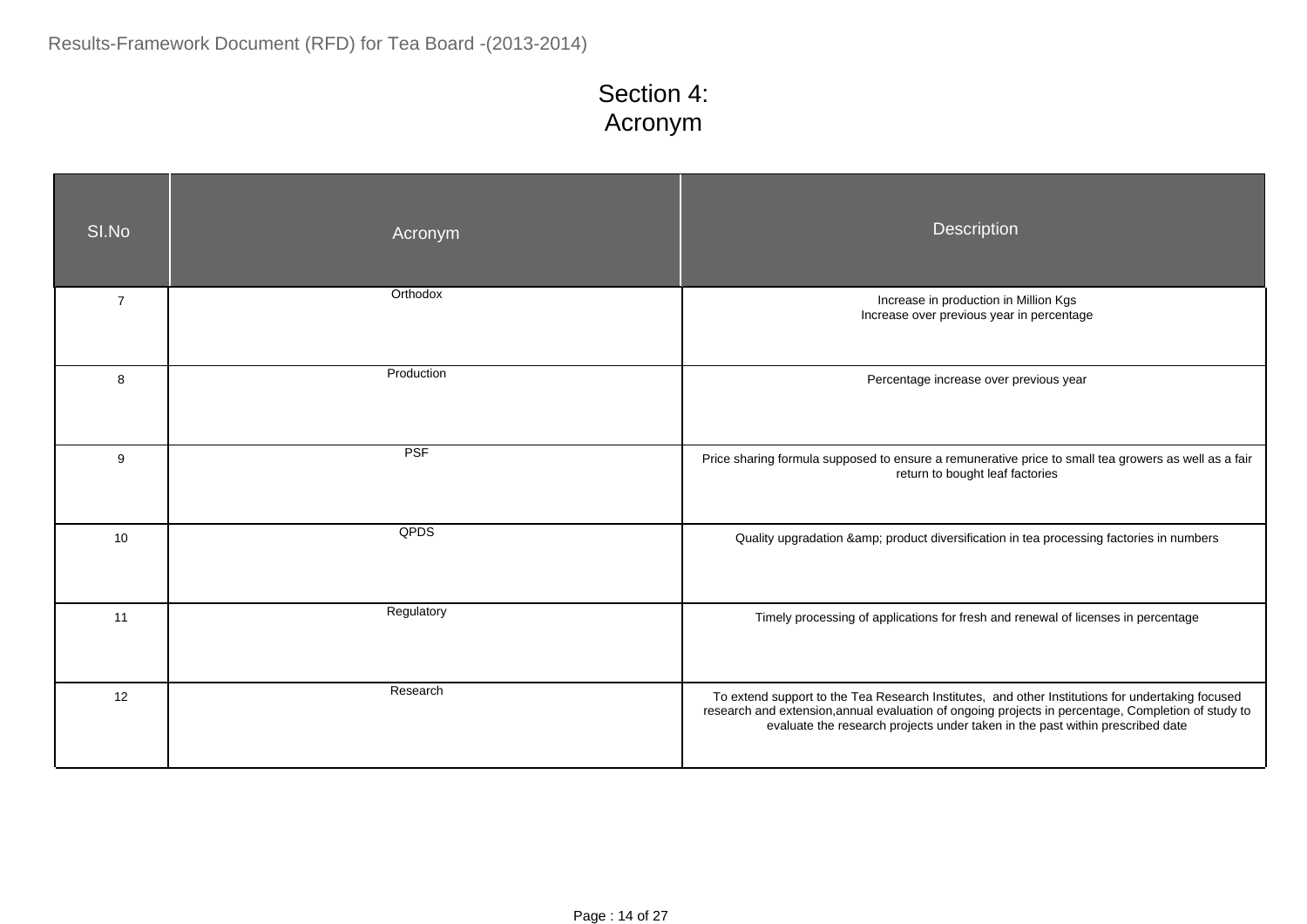# Section 4:
# Acronym

| SI.No | Acronym | Description |
|---|---|---|
| 7 | Orthodox | Increase in production in Million Kgs<br>Increase over previous year in percentage |
| 8 | Production | Percentage increase over previous year |
| 9 | PSF | Price sharing formula supposed to ensure a remunerative price to small tea growers as well as a fair return to bought leaf factories |
| 10 | QPDS | Quality upgradation &amp; product diversification in tea processing factories in numbers |
| 11 | Regulatory | Timely processing of applications for fresh and renewal of licenses in percentage |
| 12 | Research | To extend support to the Tea Research Institutes, and other Institutions for undertaking focused research and extension,annual evaluation of ongoing projects in percentage, Completion of study to evaluate the research projects under taken in the past within prescribed date |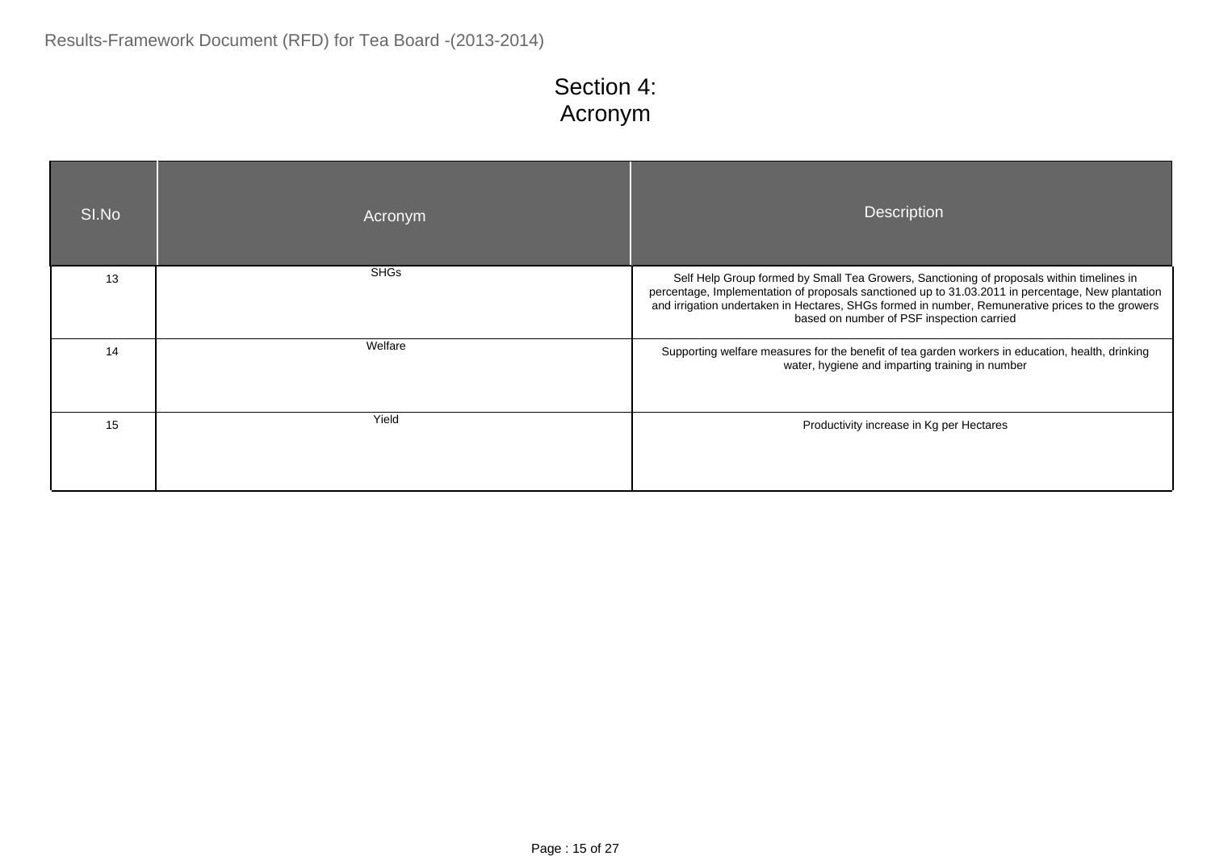# Section 4: Acronym

| SI.No | Acronym | Description |
|---|---|---|
| 13 | SHGs | Self Help Group formed by Small Tea Growers, Sanctioning of proposals within timelines in percentage, Implementation of proposals sanctioned up to 31.03.2011 in percentage, New plantation and irrigation undertaken in Hectares, SHGs formed in number, Remunerative prices to the growers based on number of PSF inspection carried |
| 14 | Welfare | Supporting welfare measures for the benefit of tea garden workers in education, health, drinking water, hygiene and imparting training in number |
| 15 | Yield | Productivity increase in Kg per Hectares |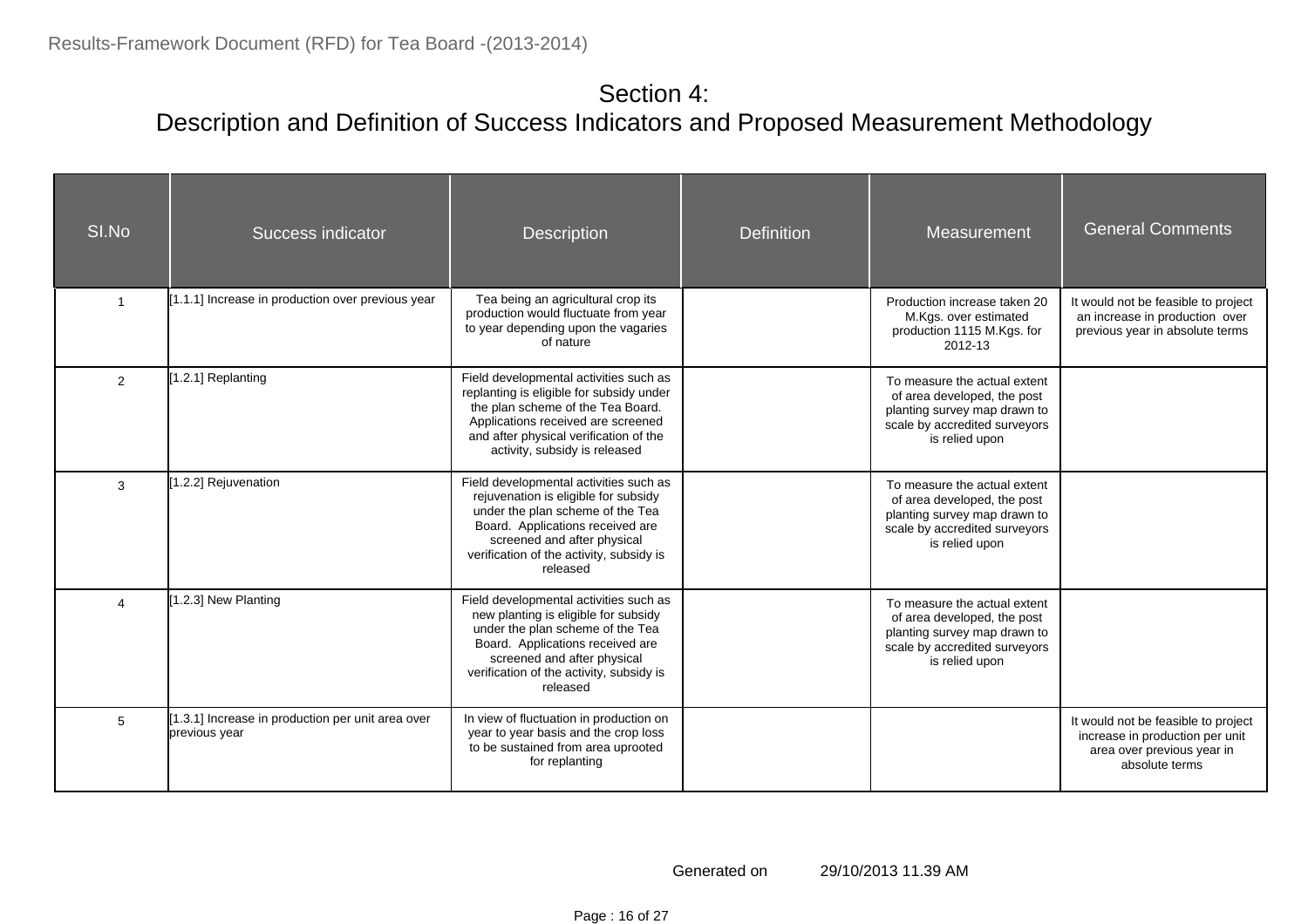# Section 4:
## Description and Definition of Success Indicators and Proposed Measurement Methodology

| SI.No | Success indicator | Description | Definition | Measurement | General Comments |
|---|---|---|---|---|---|
| 1 | [1.1.1] Increase in production over previous year | Tea being an agricultural crop its production would fluctuate from year to year depending upon the vagaries of nature | | Production increase taken 20 M.Kgs. over estimated production 1115 M.Kgs. for 2012-13 | It would not be feasible to project an increase in production over previous year in absolute terms |
| 2 | [1.2.1] Replanting | Field developmental activities such as replanting is eligible for subsidy under the plan scheme of the Tea Board. Applications received are screened and after physical verification of the activity, subsidy is released | | To measure the actual extent of area developed, the post planting survey map drawn to scale by accredited surveyors is relied upon | |
| 3 | [1.2.2] Rejuvenation | Field developmental activities such as rejuvenation is eligible for subsidy under the plan scheme of the Tea Board. Applications received are screened and after physical verification of the activity, subsidy is released | | To measure the actual extent of area developed, the post planting survey map drawn to scale by accredited surveyors is relied upon | |
| 4 | [1.2.3] New Planting | Field developmental activities such as new planting is eligible for subsidy under the plan scheme of the Tea Board. Applications received are screened and after physical verification of the activity, subsidy is released | | To measure the actual extent of area developed, the post planting survey map drawn to scale by accredited surveyors is relied upon | |
| 5 | [1.3.1] Increase in production per unit area over previous year | In view of fluctuation in production on year to year basis and the crop loss to be sustained from area uprooted for replanting | | | It would not be feasible to project increase in production per unit area over previous year in absolute terms |

Generated on 29/10/2013 11.39 AM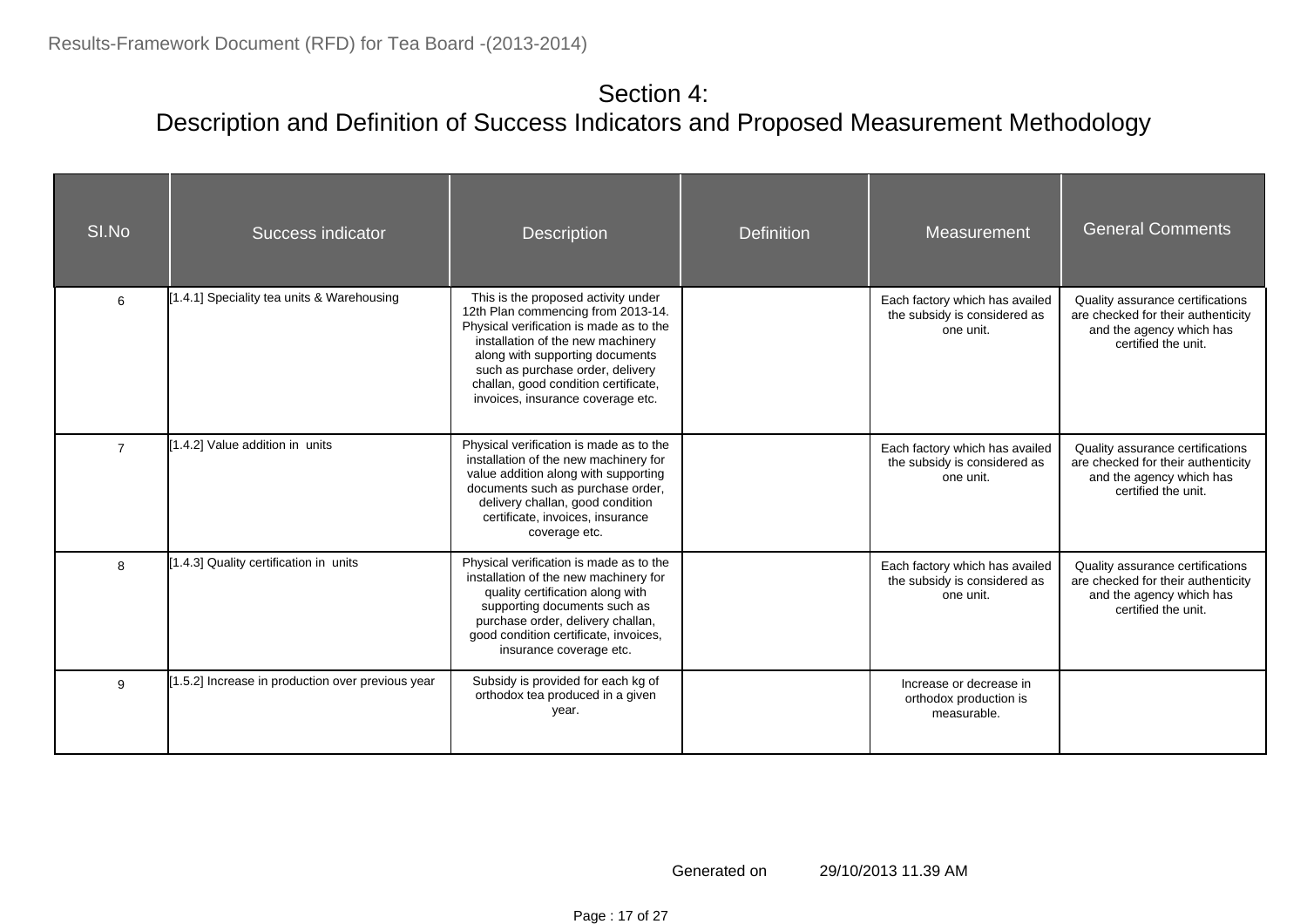# Section 4:
## Description and Definition of Success Indicators and Proposed Measurement Methodology

| SI.No | Success indicator | Description | Definition | Measurement | General Comments |
|---|---|---|---|---|---|
| 6 | [1.4.1] Speciality tea units & Warehousing | This is the proposed activity under 12th Plan commencing from 2013-14. Physical verification is made as to the installation of the new machinery along with supporting documents such as purchase order, delivery challan, good condition certificate, invoices, insurance coverage etc. | | Each factory which has availed the subsidy is considered as one unit. | Quality assurance certifications are checked for their authenticity and the agency which has certified the unit. |
| 7 | [1.4.2] Value addition in units | Physical verification is made as to the installation of the new machinery for value addition along with supporting documents such as purchase order, delivery challan, good condition certificate, invoices, insurance coverage etc. | | Each factory which has availed the subsidy is considered as one unit. | Quality assurance certifications are checked for their authenticity and the agency which has certified the unit. |
| 8 | [1.4.3] Quality certification in units | Physical verification is made as to the installation of the new machinery for quality certification along with supporting documents such as purchase order, delivery challan, good condition certificate, invoices, insurance coverage etc. | | Each factory which has availed the subsidy is considered as one unit. | Quality assurance certifications are checked for their authenticity and the agency which has certified the unit. |
| 9 | [1.5.2] Increase in production over previous year | Subsidy is provided for each kg of orthodox tea produced in a given year. | | Increase or decrease in orthodox production is measurable. | |

Generated on 29/10/2013 11.39 AM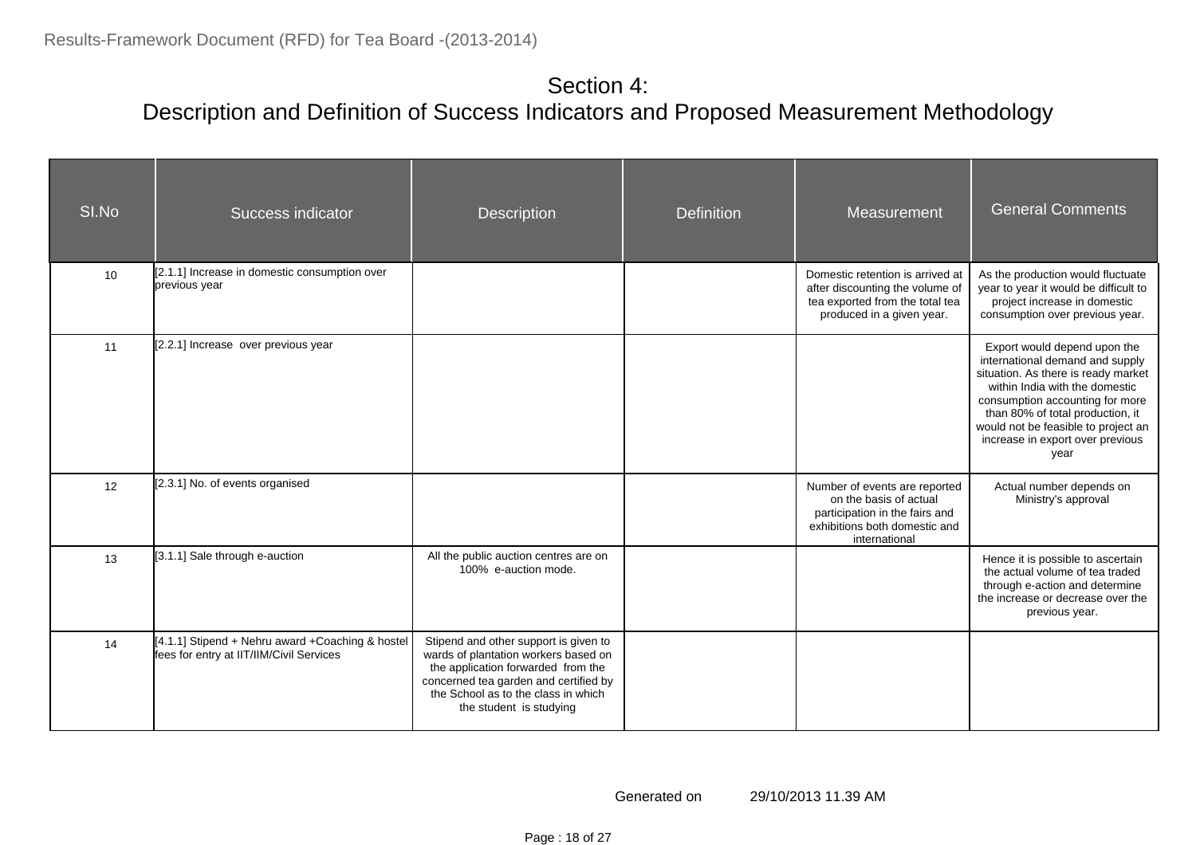# Section 4:
## Description and Definition of Success Indicators and Proposed Measurement Methodology

| SI.No | Success indicator | Description | Definition | Measurement | General Comments |
|---|---|---|---|---|---|
| 10 | [2.1.1] Increase in domestic consumption over previous year | | | Domestic retention is arrived at after discounting the volume of tea exported from the total tea produced in a given year. | As the production would fluctuate year to year it would be difficult to project increase in domestic consumption over previous year. |
| 11 | [2.2.1] Increase over previous year | | | | Export would depend upon the international demand and supply situation. As there is ready market within India with the domestic consumption accounting for more than 80% of total production, it would not be feasible to project an increase in export over previous year |
| 12 | [2.3.1] No. of events organised | | | Number of events are reported on the basis of actual participation in the fairs and exhibitions both domestic and international | Actual number depends on Ministry's approval |
| 13 | [3.1.1] Sale through e-auction | All the public auction centres are on 100% e-auction mode. | | | Hence it is possible to ascertain the actual volume of tea traded through e-action and determine the increase or decrease over the previous year. |
| 14 | [4.1.1] Stipend + Nehru award +Coaching & hostel fees for entry at IIT/IIM/Civil Services | Stipend and other support is given to wards of plantation workers based on the application forwarded from the concerned tea garden and certified by the School as to the class in which the student is studying | | | |

Generated on 29/10/2013 11.39 AM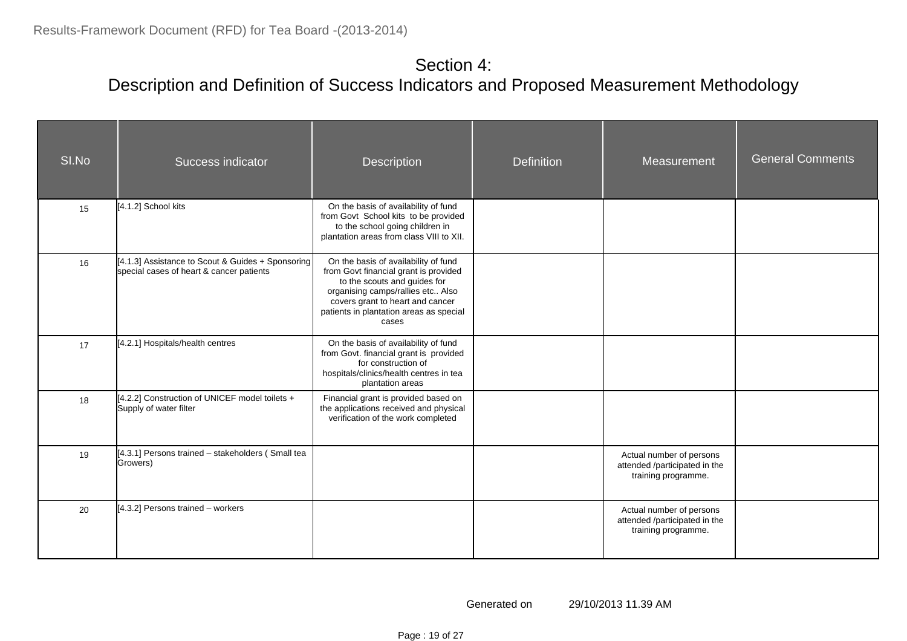## Section 4:
## Description and Definition of Success Indicators and Proposed Measurement Methodology

| SI.No | Success indicator | Description | Definition | Measurement | General Comments |
|---|---|---|---|---|---|
| 15 | [4.1.2] School kits | On the basis of availability of fund from Govt School kits to be provided to the school going children in plantation areas from class VIII to XII. | | | |
| 16 | [4.1.3] Assistance to Scout & Guides + Sponsoring special cases of heart & cancer patients | On the basis of availability of fund from Govt financial grant is provided to the scouts and guides for organising camps/rallies etc.. Also covers grant to heart and cancer patients in plantation areas as special cases | | | |
| 17 | [4.2.1] Hospitals/health centres | On the basis of availability of fund from Govt. financial grant is provided for construction of hospitals/clinics/health centres in tea plantation areas | | | |
| 18 | [4.2.2] Construction of UNICEF model toilets + Supply of water filter | Financial grant is provided based on the applications received and physical verification of the work completed | | | |
| 19 | [4.3.1] Persons trained – stakeholders ( Small tea Growers) | | | Actual number of persons attended /participated in the training programme. | |
| 20 | [4.3.2] Persons trained – workers | | | Actual number of persons attended /participated in the training programme. | |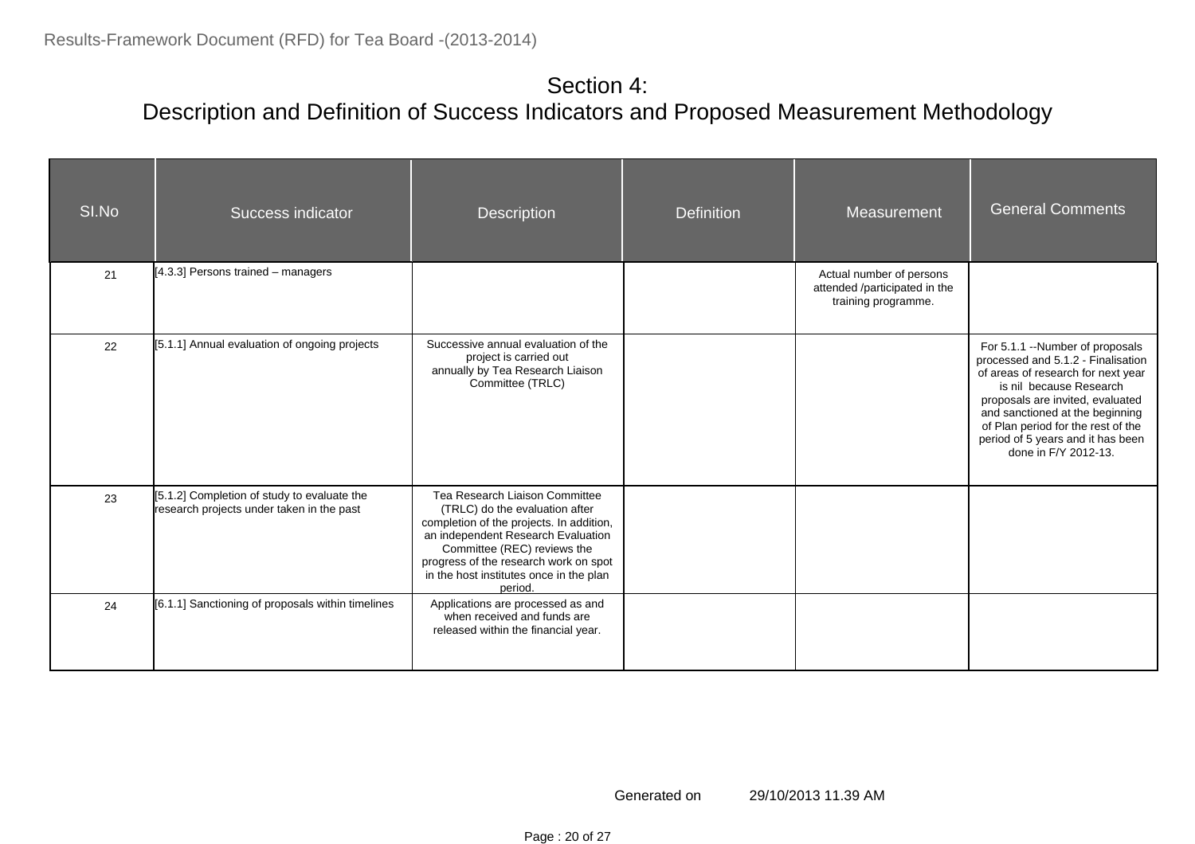# Section 4:
# Description and Definition of Success Indicators and Proposed Measurement Methodology

| SI.No | Success indicator | Description | Definition | Measurement | General Comments |
|---|---|---|---|---|---|
| 21 | [4.3.3] Persons trained – managers | | | Actual number of persons attended /participated in the training programme. | |
| 22 | [5.1.1] Annual evaluation of ongoing projects | Successive annual evaluation of the project is carried out annually by Tea Research Liaison Committee (TRLC) | | | For 5.1.1 --Number of proposals processed and 5.1.2 - Finalisation of areas of research for next year is nil because Research proposals are invited, evaluated and sanctioned at the beginning of Plan period for the rest of the period of 5 years and it has been done in F/Y 2012-13. |
| 23 | [5.1.2] Completion of study to evaluate the research projects under taken in the past | Tea Research Liaison Committee (TRLC) do the evaluation after completion of the projects. In addition, an independent Research Evaluation Committee (REC) reviews the progress of the research work on spot in the host institutes once in the plan period. | | | |
| 24 | [6.1.1] Sanctioning of proposals within timelines | Applications are processed as and when received and funds are released within the financial year. | | | |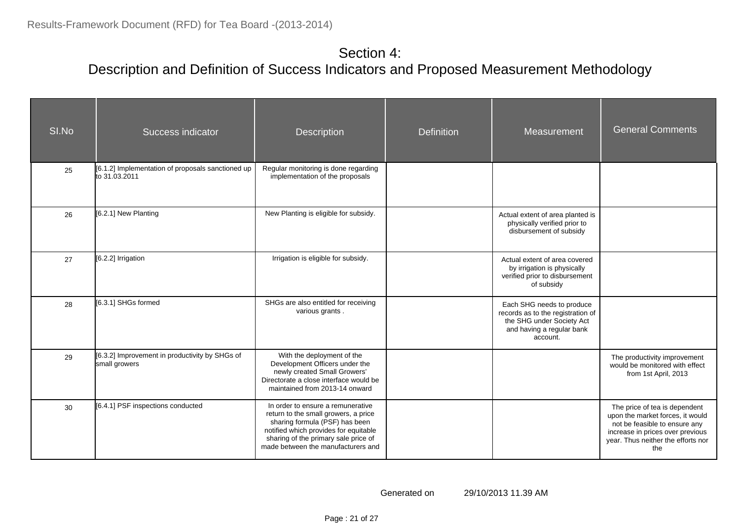# Section 4:
# Description and Definition of Success Indicators and Proposed Measurement Methodology

| SI.No | Success indicator | Description | Definition | Measurement | General Comments |
|---|---|---|---|---|---|
| 25 | [6.1.2] Implementation of proposals sanctioned up to 31.03.2011 | Regular monitoring is done regarding implementation of the proposals | | | |
| 26 | [6.2.1] New Planting | New Planting is eligible for subsidy. | | Actual extent of area planted is physically verified prior to disbursement of subsidy | |
| 27 | [6.2.2] Irrigation | Irrigation is eligible for subsidy. | | Actual extent of area covered by irrigation is physically verified prior to disbursement of subsidy | |
| 28 | [6.3.1] SHGs formed | SHGs are also entitled for receiving various grants . | | Each SHG needs to produce records as to the registration of the SHG under Society Act and having a regular bank account. | |
| 29 | [6.3.2] Improvement in productivity by SHGs of small growers | With the deployment of the Development Officers under the newly created Small Growers' Directorate a close interface would be maintained from 2013-14 onward | | | The productivity improvement would be monitored with effect from 1st April, 2013 |
| 30 | [6.4.1] PSF inspections conducted | In order to ensure a remunerative return to the small growers, a price sharing formula (PSF) has been notified which provides for equitable sharing of the primary sale price of made between the manufacturers and | | | The price of tea is dependent upon the market forces, it would not be feasible to ensure any increase in prices over previous year. Thus neither the efforts nor the |

Generated on 29/10/2013 11.39 AM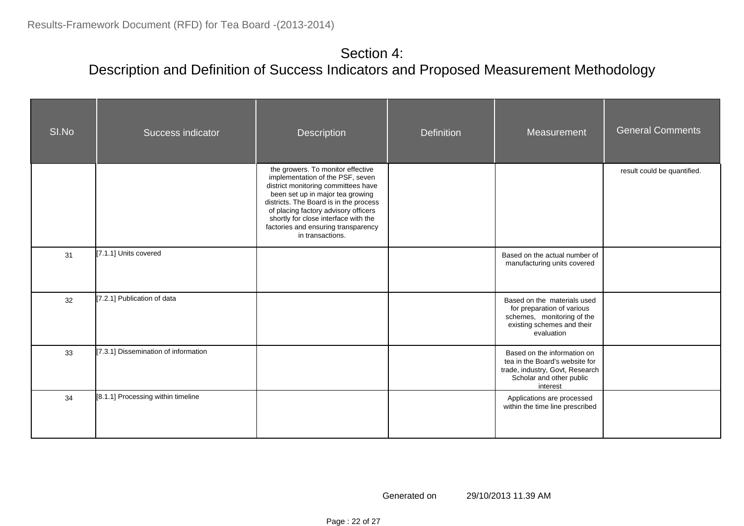## Section 4:
## Description and Definition of Success Indicators and Proposed Measurement Methodology

| SI.No | Success indicator | Description | Definition | Measurement | General Comments |
|---|---|---|---|---|---|
| | | the growers. To monitor effective implementation of the PSF, seven district monitoring committees have been set up in major tea growing districts. The Board is in the process of placing factory advisory officers shortly for close interface with the factories and ensuring transparency in transactions. | | | result could be quantified. |
| 31 | [7.1.1] Units covered | | | Based on the actual number of manufacturing units covered | |
| 32 | [7.2.1] Publication of data | | | Based on the materials used for preparation of various schemes, monitoring of the existing schemes and their evaluation | |
| 33 | [7.3.1] Dissemination of information | | | Based on the information on tea in the Board's website for trade, industry, Govt, Research Scholar and other public interest | |
| 34 | [8.1.1] Processing within timeline | | | Applications are processed within the time line prescribed | |

Generated on 29/10/2013 11.39 AM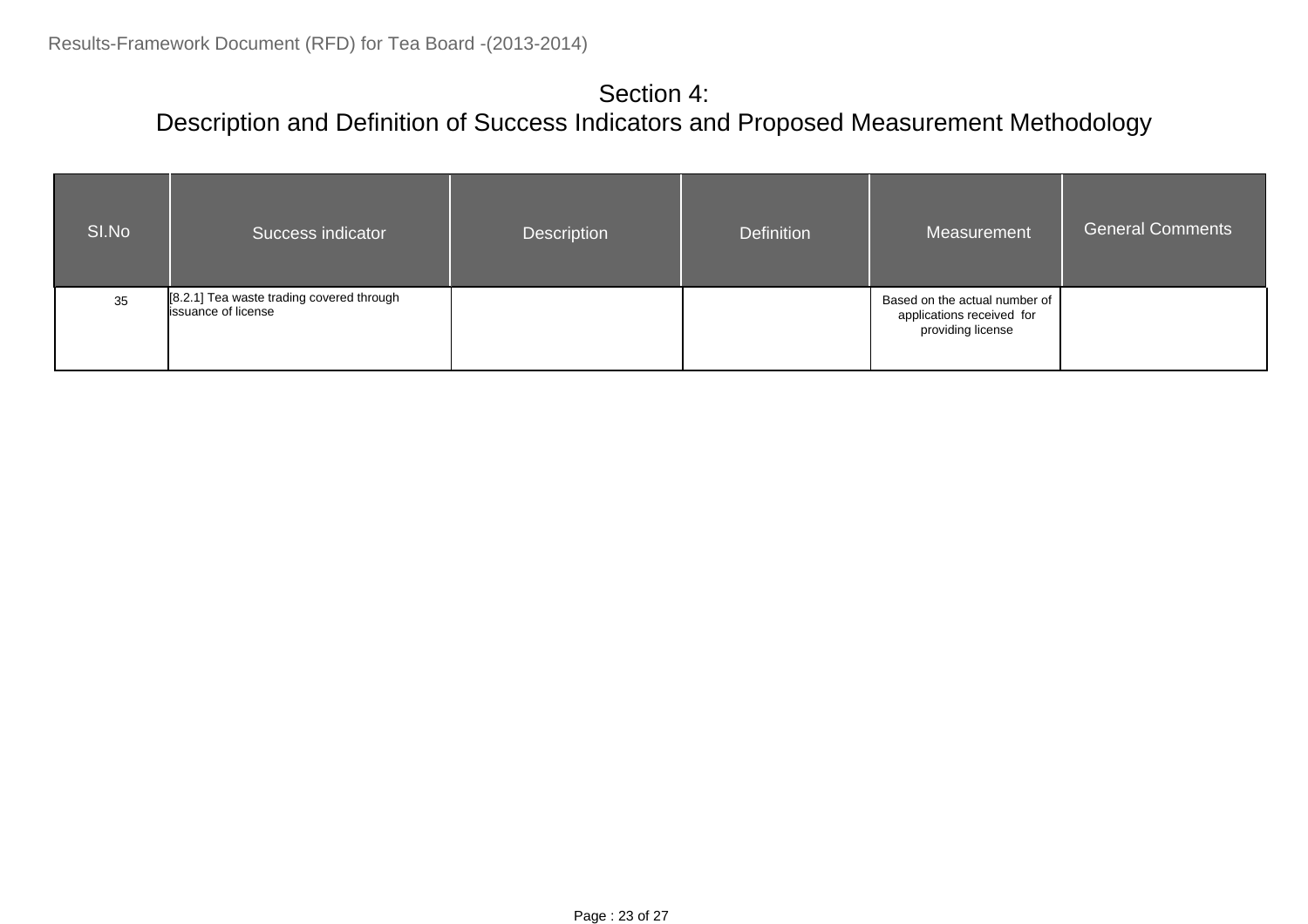# Section 4:
# Description and Definition of Success Indicators and Proposed Measurement Methodology

| SI.No | Success indicator | Description | Definition | Measurement | General Comments |
|---|---|---|---|---|---|
| 35 | [8.2.1] Tea waste trading covered through issuance of license | | | Based on the actual number of applications received for providing license | |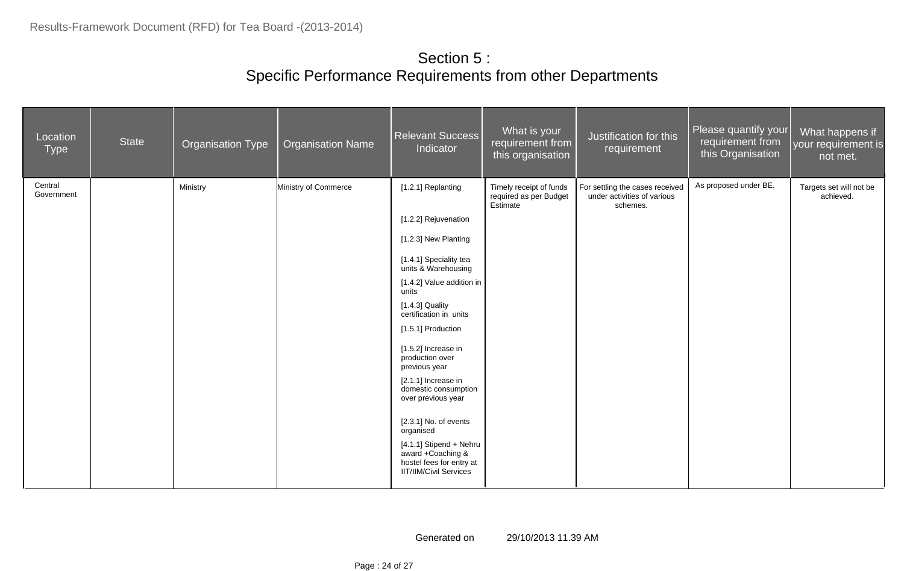# Section 5 : Specific Performance Requirements from other Departments

| Location Type | State | Organisation Type | Organisation Name | Relevant Success Indicator | What is your requirement from this organisation | Justification for this requirement | Please quantify your requirement from this Organisation | What happens if your requirement is not met. |
|---|---|---|---|---|---|---|---|---|
| Central Government | | Ministry | Ministry of Commerce | [1.2.1] Replanting | Timely receipt of funds required as per Budget Estimate | For settling the cases received under activities of various schemes. | As proposed under BE. | Targets set will not be achieved. |
| | | | | [1.2.2] Rejuvenation | | | | |
| | | | | [1.2.3] New Planting | | | | |
| | | | | [1.4.1] Speciality tea units & Warehousing | | | | |
| | | | | [1.4.2] Value addition in units | | | | |
| | | | | [1.4.3] Quality certification in units | | | | |
| | | | | [1.5.1] Production | | | | |
| | | | | [1.5.2] Increase in production over previous year | | | | |
| | | | | [2.1.1] Increase in domestic consumption over previous year | | | | |
| | | | | [2.3.1] No. of events organised | | | | |
| | | | | [4.1.1] Stipend + Nehru award +Coaching & hostel fees for entry at IIT/IIM/Civil Services | | | | |

Generated on 29/10/2013 11.39 AM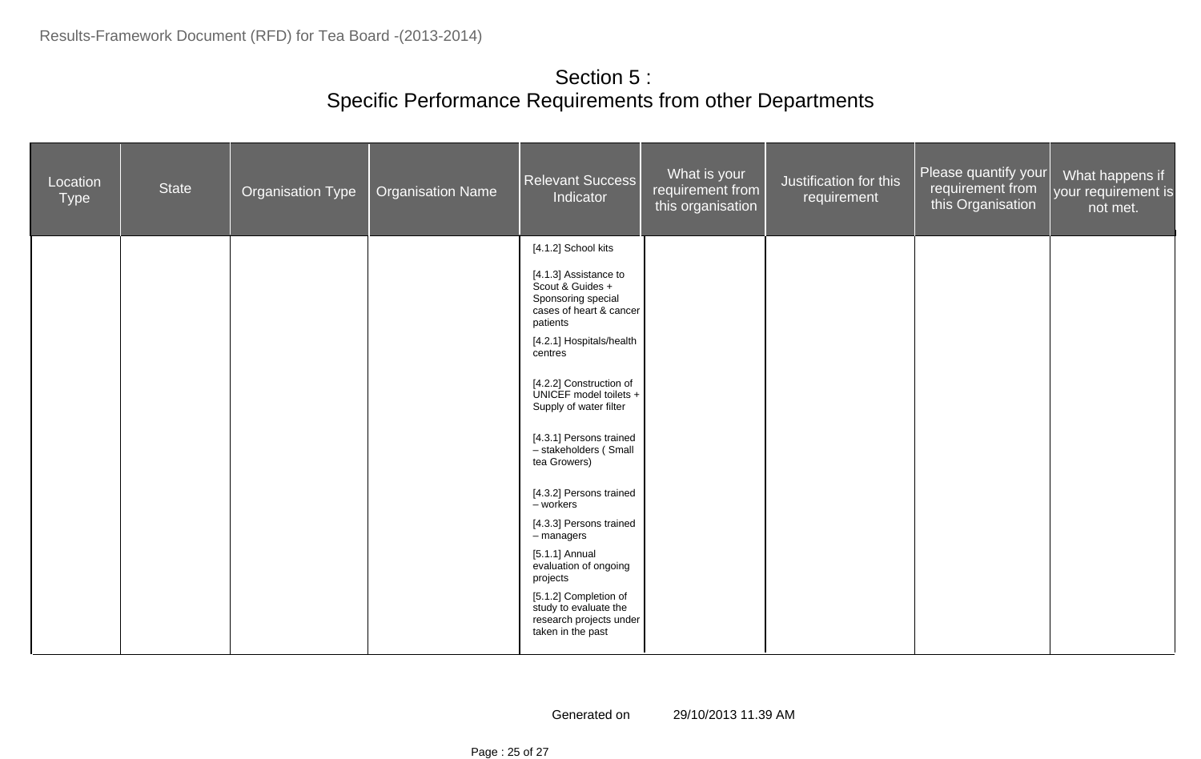# Section 5 :
## Specific Performance Requirements from other Departments

| Location Type | State | Organisation Type | Organisation Name | Relevant Success Indicator | What is your requirement from this organisation | Justification for this requirement | Please quantify your requirement from this Organisation | What happens if your requirement is not met. |
|---|---|---|---|---|---|---|---|---|
| | | | | [4.1.2] School kits | | | | |
| | | | | [4.1.3] Assistance to Scout & Guides + Sponsoring special cases of heart & cancer patients | | | | |
| | | | | [4.2.1] Hospitals/health centres | | | | |
| | | | | [4.2.2] Construction of UNICEF model toilets + Supply of water filter | | | | |
| | | | | [4.3.1] Persons trained – stakeholders ( Small tea Growers) | | | | |
| | | | | [4.3.2] Persons trained – workers | | | | |
| | | | | [4.3.3] Persons trained – managers | | | | |
| | | | | [5.1.1] Annual evaluation of ongoing projects | | | | |
| | | | | [5.1.2] Completion of study to evaluate the research projects under taken in the past | | | | |

Generated on 29/10/2013 11.39 AM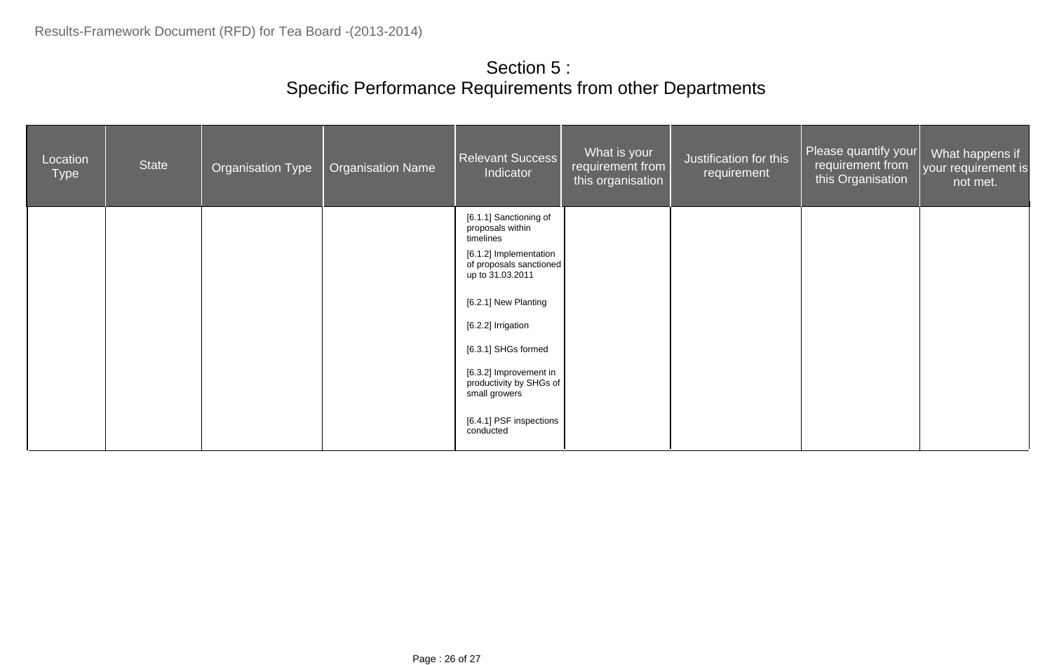# Section 5 :
# Specific Performance Requirements from other Departments

| Location Type | State | Organisation Type | Organisation Name | Relevant Success Indicator | What is your requirement from this organisation | Justification for this requirement | Please quantify your requirement from this Organisation | What happens if your requirement is not met. |
|---|---|---|---|---|---|---|---|---|
| | | | | [6.1.1] Sanctioning of proposals within timelines<br>[6.1.2] Implementation of proposals sanctioned up to 31.03.2011<br>[6.2.1] New Planting<br>[6.2.2] Irrigation<br>[6.3.1] SHGs formed<br>[6.3.2] Improvement in productivity by SHGs of small growers<br>[6.4.1] PSF inspections conducted | | | | |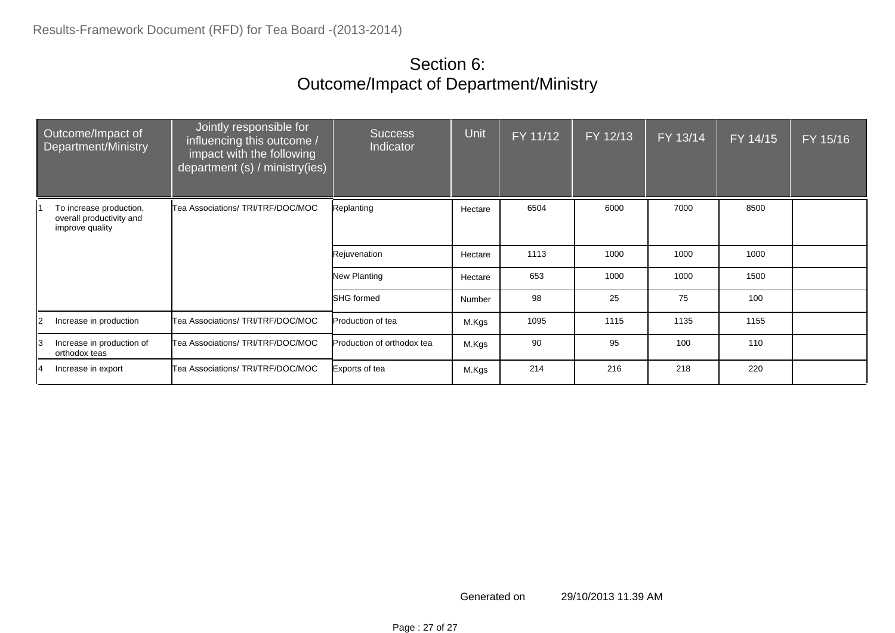# Section 6:
# Outcome/Impact of Department/Ministry

| Outcome/Impact of Department/Ministry | Jointly responsible for influencing this outcome / impact with the following department (s) / ministry(ies) | Success Indicator | Unit | FY 11/12 | FY 12/13 | FY 13/14 | FY 14/15 | FY 15/16 |
|---|---|---|---|---|---|---|---|---|
| 1 To increase production, overall productivity and improve quality | Tea Associations/ TRI/TRF/DOC/MOC | Replanting | Hectare | 6504 | 6000 | 7000 | 8500 | |
| | | Rejuvenation | Hectare | 1113 | 1000 | 1000 | 1000 | |
| | | New Planting | Hectare | 653 | 1000 | 1000 | 1500 | |
| | | SHG formed | Number | 98 | 25 | 75 | 100 | |
| 2 Increase in production | Tea Associations/ TRI/TRF/DOC/MOC | Production of tea | M.Kgs | 1095 | 1115 | 1135 | 1155 | |
| 3 Increase in production of orthodox teas | Tea Associations/ TRI/TRF/DOC/MOC | Production of orthodox tea | M.Kgs | 90 | 95 | 100 | 110 | |
| 4 Increase in export | Tea Associations/ TRI/TRF/DOC/MOC | Exports of tea | M.Kgs | 214 | 216 | 218 | 220 | |

Generated on 29/10/2013 11.39 AM